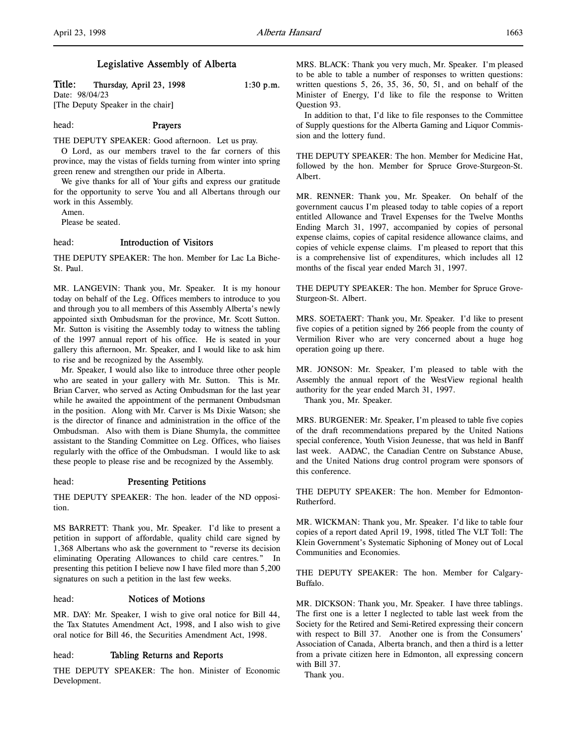# Legislative Assembly of Alberta

**Title: Thursday, April 23, 1998** **1:30 p.m.**

Date: 98/04/23

[The Deputy Speaker in the chair]

head: **Prayers**

THE DEPUTY SPEAKER: Good afternoon. Let us pray.

O Lord, as our members travel to the far corners of this province, may the vistas of fields turning from winter into spring green renew and strengthen our pride in Alberta.

We give thanks for all of Your gifts and express our gratitude for the opportunity to serve You and all Albertans through our work in this Assembly.

Amen.

Please be seated.

head: **Introduction of Visitors**

THE DEPUTY SPEAKER: The hon. Member for Lac La Biche-St. Paul.

MR. LANGEVIN: Thank you, Mr. Speaker. It is my honour today on behalf of the Leg. Offices members to introduce to you and through you to all members of this Assembly Alberta's newly appointed sixth Ombudsman for the province, Mr. Scott Sutton. Mr. Sutton is visiting the Assembly today to witness the tabling of the 1997 annual report of his office. He is seated in your gallery this afternoon, Mr. Speaker, and I would like to ask him to rise and be recognized by the Assembly.

Mr. Speaker, I would also like to introduce three other people who are seated in your gallery with Mr. Sutton. This is Mr. Brian Carver, who served as Acting Ombudsman for the last year while he awaited the appointment of the permanent Ombudsman in the position. Along with Mr. Carver is Ms Dixie Watson; she is the director of finance and administration in the office of the Ombudsman. Also with them is Diane Shumyla, the committee assistant to the Standing Committee on Leg. Offices, who liaises regularly with the office of the Ombudsman. I would like to ask these people to please rise and be recognized by the Assembly.

head: **Presenting Petitions**

THE DEPUTY SPEAKER: The hon. leader of the ND opposition.

MS BARRETT: Thank you, Mr. Speaker. I'd like to present a petition in support of affordable, quality child care signed by 1,368 Albertans who ask the government to "reverse its decision eliminating Operating Allowances to child care centres." In presenting this petition I believe now I have filed more than 5,200 signatures on such a petition in the last few weeks.

head: **Notices of Motions**

MR. DAY: Mr. Speaker, I wish to give oral notice for Bill 44, the Tax Statutes Amendment Act, 1998, and I also wish to give oral notice for Bill 46, the Securities Amendment Act, 1998.

head: **Tabling Returns and Reports**

THE DEPUTY SPEAKER: The hon. Minister of Economic Development.

MRS. BLACK: Thank you very much, Mr. Speaker. I'm pleased to be able to table a number of responses to written questions: written questions 5, 26, 35, 36, 50, 51, and on behalf of the Minister of Energy, I'd like to file the response to Written Question 93.

In addition to that, I'd like to file responses to the Committee of Supply questions for the Alberta Gaming and Liquor Commission and the lottery fund.

THE DEPUTY SPEAKER: The hon. Member for Medicine Hat, followed by the hon. Member for Spruce Grove-Sturgeon-St. Albert.

MR. RENNER: Thank you, Mr. Speaker. On behalf of the government caucus I'm pleased today to table copies of a report entitled Allowance and Travel Expenses for the Twelve Months Ending March 31, 1997, accompanied by copies of personal expense claims, copies of capital residence allowance claims, and copies of vehicle expense claims. I'm pleased to report that this is a comprehensive list of expenditures, which includes all 12 months of the fiscal year ended March 31, 1997.

THE DEPUTY SPEAKER: The hon. Member for Spruce Grove-Sturgeon-St. Albert.

MRS. SOETAERT: Thank you, Mr. Speaker. I'd like to present five copies of a petition signed by 266 people from the county of Vermilion River who are very concerned about a huge hog operation going up there.

MR. JONSON: Mr. Speaker, I'm pleased to table with the Assembly the annual report of the WestView regional health authority for the year ended March 31, 1997.

Thank you, Mr. Speaker.

MRS. BURGENER: Mr. Speaker, I'm pleased to table five copies of the draft recommendations prepared by the United Nations special conference, Youth Vision Jeunesse, that was held in Banff last week. AADAC, the Canadian Centre on Substance Abuse, and the United Nations drug control program were sponsors of this conference.

THE DEPUTY SPEAKER: The hon. Member for Edmonton-Rutherford.

MR. WICKMAN: Thank you, Mr. Speaker. I'd like to table four copies of a report dated April 19, 1998, titled The VLT Toll: The Klein Government's Systematic Siphoning of Money out of Local Communities and Economies.

THE DEPUTY SPEAKER: The hon. Member for Calgary-Buffalo.

MR. DICKSON: Thank you, Mr. Speaker. I have three tablings. The first one is a letter I neglected to table last week from the Society for the Retired and Semi-Retired expressing their concern with respect to Bill 37. Another one is from the Consumers' Association of Canada, Alberta branch, and then a third is a letter from a private citizen here in Edmonton, all expressing concern with Bill 37.

Thank you.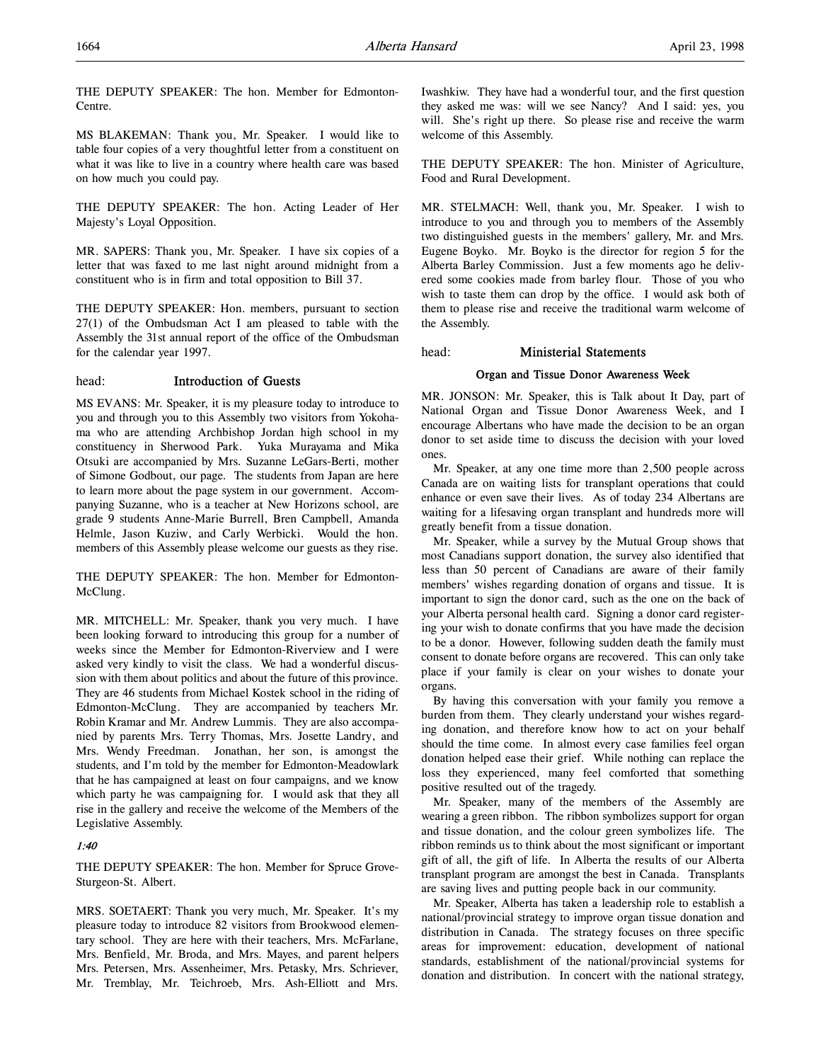THE DEPUTY SPEAKER: The hon. Member for Edmonton-Centre.

MS BLAKEMAN: Thank you, Mr. Speaker. I would like to table four copies of a very thoughtful letter from a constituent on what it was like to live in a country where health care was based on how much you could pay.

THE DEPUTY SPEAKER: The hon. Acting Leader of Her Majesty's Loyal Opposition.

MR. SAPERS: Thank you, Mr. Speaker. I have six copies of a letter that was faxed to me last night around midnight from a constituent who is in firm and total opposition to Bill 37.

THE DEPUTY SPEAKER: Hon. members, pursuant to section 27(1) of the Ombudsman Act I am pleased to table with the Assembly the 31st annual report of the office of the Ombudsman for the calendar year 1997.

head: **Introduction of Guests**

MS EVANS: Mr. Speaker, it is my pleasure today to introduce to you and through you to this Assembly two visitors from Yokohama who are attending Archbishop Jordan high school in my constituency in Sherwood Park. Yuka Murayama and Mika Otsuki are accompanied by Mrs. Suzanne LeGars-Berti, mother of Simone Godbout, our page. The students from Japan are here to learn more about the page system in our government. Accompanying Suzanne, who is a teacher at New Horizons school, are grade 9 students Anne-Marie Burrell, Bren Campbell, Amanda Helmle, Jason Kuziw, and Carly Werbicki. Would the hon. members of this Assembly please welcome our guests as they rise.

THE DEPUTY SPEAKER: The hon. Member for Edmonton-McClung.

MR. MITCHELL: Mr. Speaker, thank you very much. I have been looking forward to introducing this group for a number of weeks since the Member for Edmonton-Riverview and I were asked very kindly to visit the class. We had a wonderful discussion with them about politics and about the future of this province. They are 46 students from Michael Kostek school in the riding of Edmonton-McClung. They are accompanied by teachers Mr. Robin Kramar and Mr. Andrew Lummis. They are also accompanied by parents Mrs. Terry Thomas, Mrs. Josette Landry, and Mrs. Wendy Freedman. Jonathan, her son, is amongst the students, and I'm told by the member for Edmonton-Meadowlark that he has campaigned at least on four campaigns, and we know which party he was campaigning for. I would ask that they all rise in the gallery and receive the welcome of the Members of the Legislative Assembly.

*1:40*

THE DEPUTY SPEAKER: The hon. Member for Spruce Grove-Sturgeon-St. Albert.

MRS. SOETAERT: Thank you very much, Mr. Speaker. It's my pleasure today to introduce 82 visitors from Brookwood elementary school. They are here with their teachers, Mrs. McFarlane, Mrs. Benfield, Mr. Broda, and Mrs. Mayes, and parent helpers Mrs. Petersen, Mrs. Assenheimer, Mrs. Petasky, Mrs. Schriever, Mr. Tremblay, Mr. Teichroeb, Mrs. Ash-Elliott and Mrs. Iwashkiw. They have had a wonderful tour, and the first question they asked me was: will we see Nancy? And I said: yes, you will. She's right up there. So please rise and receive the warm welcome of this Assembly.

THE DEPUTY SPEAKER: The hon. Minister of Agriculture, Food and Rural Development.

MR. STELMACH: Well, thank you, Mr. Speaker. I wish to introduce to you and through you to members of the Assembly two distinguished guests in the members' gallery, Mr. and Mrs. Eugene Boyko. Mr. Boyko is the director for region 5 for the Alberta Barley Commission. Just a few moments ago he delivered some cookies made from barley flour. Those of you who wish to taste them can drop by the office. I would ask both of them to please rise and receive the traditional warm welcome of the Assembly.

head: **Ministerial Statements**

**Organ and Tissue Donor Awareness Week**

MR. JONSON: Mr. Speaker, this is Talk about It Day, part of National Organ and Tissue Donor Awareness Week, and I encourage Albertans who have made the decision to be an organ donor to set aside time to discuss the decision with your loved ones.

Mr. Speaker, at any one time more than 2,500 people across Canada are on waiting lists for transplant operations that could enhance or even save their lives. As of today 234 Albertans are waiting for a lifesaving organ transplant and hundreds more will greatly benefit from a tissue donation.

Mr. Speaker, while a survey by the Mutual Group shows that most Canadians support donation, the survey also identified that less than 50 percent of Canadians are aware of their family members' wishes regarding donation of organs and tissue. It is important to sign the donor card, such as the one on the back of your Alberta personal health card. Signing a donor card registering your wish to donate confirms that you have made the decision to be a donor. However, following sudden death the family must consent to donate before organs are recovered. This can only take place if your family is clear on your wishes to donate your organs.

By having this conversation with your family you remove a burden from them. They clearly understand your wishes regarding donation, and therefore know how to act on your behalf should the time come. In almost every case families feel organ donation helped ease their grief. While nothing can replace the loss they experienced, many feel comforted that something positive resulted out of the tragedy.

Mr. Speaker, many of the members of the Assembly are wearing a green ribbon. The ribbon symbolizes support for organ and tissue donation, and the colour green symbolizes life. The ribbon reminds us to think about the most significant or important gift of all, the gift of life. In Alberta the results of our Alberta transplant program are amongst the best in Canada. Transplants are saving lives and putting people back in our community.

Mr. Speaker, Alberta has taken a leadership role to establish a national/provincial strategy to improve organ tissue donation and distribution in Canada. The strategy focuses on three specific areas for improvement: education, development of national standards, establishment of the national/provincial systems for donation and distribution. In concert with the national strategy,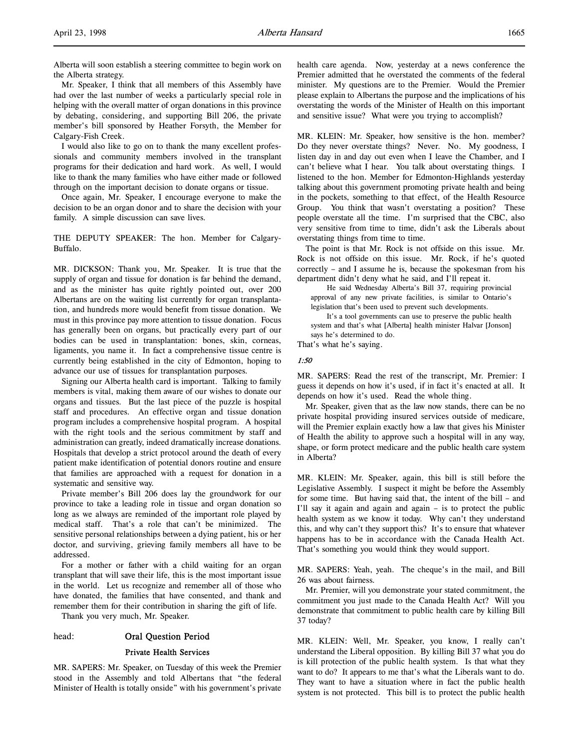Alberta will soon establish a steering committee to begin work on the Alberta strategy.

Mr. Speaker, I think that all members of this Assembly have had over the last number of weeks a particularly special role in helping with the overall matter of organ donations in this province by debating, considering, and supporting Bill 206, the private member's bill sponsored by Heather Forsyth, the Member for Calgary-Fish Creek.

I would also like to go on to thank the many excellent professionals and community members involved in the transplant programs for their dedication and hard work. As well, I would like to thank the many families who have either made or followed through on the important decision to donate organs or tissue.

Once again, Mr. Speaker, I encourage everyone to make the decision to be an organ donor and to share the decision with your family. A simple discussion can save lives.

THE DEPUTY SPEAKER: The hon. Member for Calgary-Buffalo.

MR. DICKSON: Thank you, Mr. Speaker. It is true that the supply of organ and tissue for donation is far behind the demand, and as the minister has quite rightly pointed out, over 200 Albertans are on the waiting list currently for organ transplantation, and hundreds more would benefit from tissue donation. We must in this province pay more attention to tissue donation. Focus has generally been on organs, but practically every part of our bodies can be used in transplantation: bones, skin, corneas, ligaments, you name it. In fact a comprehensive tissue centre is currently being established in the city of Edmonton, hoping to advance our use of tissues for transplantation purposes.

Signing our Alberta health card is important. Talking to family members is vital, making them aware of our wishes to donate our organs and tissues. But the last piece of the puzzle is hospital staff and procedures. An effective organ and tissue donation program includes a comprehensive hospital program. A hospital with the right tools and the serious commitment by staff and administration can greatly, indeed dramatically increase donations. Hospitals that develop a strict protocol around the death of every patient make identification of potential donors routine and ensure that families are approached with a request for donation in a systematic and sensitive way.

Private member's Bill 206 does lay the groundwork for our province to take a leading role in tissue and organ donation so long as we always are reminded of the important role played by medical staff. That's a role that can't be minimized. The sensitive personal relationships between a dying patient, his or her doctor, and surviving, grieving family members all have to be addressed.

For a mother or father with a child waiting for an organ transplant that will save their life, this is the most important issue in the world. Let us recognize and remember all of those who have donated, the families that have consented, and thank and remember them for their contribution in sharing the gift of life.

Thank you very much, Mr. Speaker.

head: **Oral Question Period**

## Private Health Services

MR. SAPERS: Mr. Speaker, on Tuesday of this week the Premier stood in the Assembly and told Albertans that "the federal Minister of Health is totally onside" with his government's private health care agenda. Now, yesterday at a news conference the Premier admitted that he overstated the comments of the federal minister. My questions are to the Premier. Would the Premier please explain to Albertans the purpose and the implications of his overstating the words of the Minister of Health on this important and sensitive issue? What were you trying to accomplish?

MR. KLEIN: Mr. Speaker, how sensitive is the hon. member? Do they never overstate things? Never. No. My goodness, I listen day in and day out even when I leave the Chamber, and I can't believe what I hear. You talk about overstating things. I listened to the hon. Member for Edmonton-Highlands yesterday talking about this government promoting private health and being in the pockets, something to that effect, of the Health Resource Group. You think that wasn't overstating a position? These people overstate all the time. I'm surprised that the CBC, also very sensitive from time to time, didn't ask the Liberals about overstating things from time to time.

The point is that Mr. Rock is not offside on this issue. Mr. Rock is not offside on this issue. Mr. Rock, if he's quoted correctly – and I assume he is, because the spokesman from his department didn't deny what he said, and I'll repeat it.

> He said Wednesday Alberta's Bill 37, requiring provincial approval of any new private facilities, is similar to Ontario's legislation that's been used to prevent such developments.
>
> It's a tool governments can use to preserve the public health system and that's what [Alberta] health minister Halvar [Jonson] says he's determined to do.

That's what he's saying.

*1:50*

MR. SAPERS: Read the rest of the transcript, Mr. Premier: I guess it depends on how it's used, if in fact it's enacted at all. It depends on how it's used. Read the whole thing.

Mr. Speaker, given that as the law now stands, there can be no private hospital providing insured services outside of medicare, will the Premier explain exactly how a law that gives his Minister of Health the ability to approve such a hospital will in any way, shape, or form protect medicare and the public health care system in Alberta?

MR. KLEIN: Mr. Speaker, again, this bill is still before the Legislative Assembly. I suspect it might be before the Assembly for some time. But having said that, the intent of the bill – and I'll say it again and again and again – is to protect the public health system as we know it today. Why can't they understand this, and why can't they support this? It's to ensure that whatever happens has to be in accordance with the Canada Health Act. That's something you would think they would support.

MR. SAPERS: Yeah, yeah. The cheque's in the mail, and Bill 26 was about fairness.

Mr. Premier, will you demonstrate your stated commitment, the commitment you just made to the Canada Health Act? Will you demonstrate that commitment to public health care by killing Bill 37 today?

MR. KLEIN: Well, Mr. Speaker, you know, I really can't understand the Liberal opposition. By killing Bill 37 what you do is kill protection of the public health system. Is that what they want to do? It appears to me that's what the Liberals want to do. They want to have a situation where in fact the public health system is not protected. This bill is to protect the public health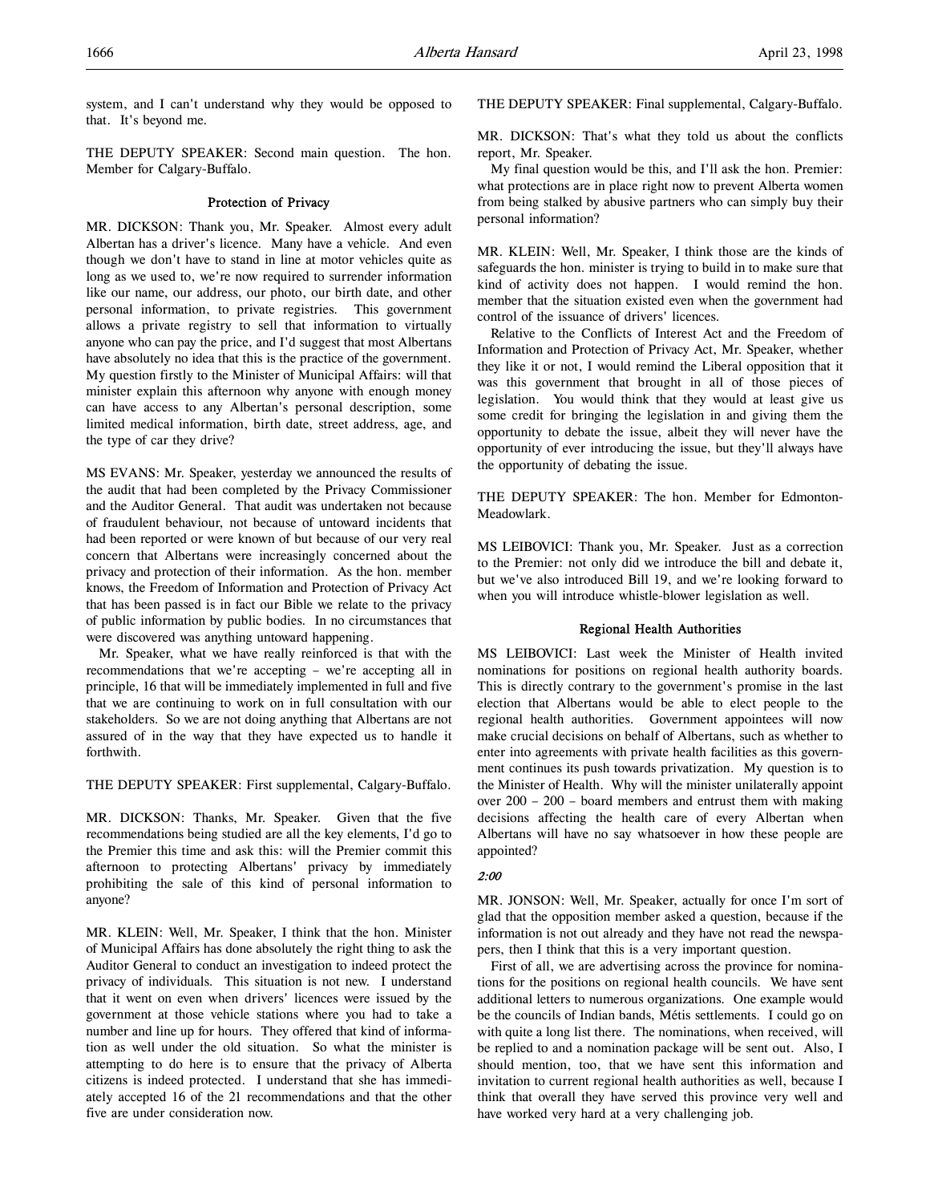system, and I can't understand why they would be opposed to that. It's beyond me.

THE DEPUTY SPEAKER: Second main question. The hon. Member for Calgary-Buffalo.

### Protection of Privacy

MR. DICKSON: Thank you, Mr. Speaker. Almost every adult Albertan has a driver's licence. Many have a vehicle. And even though we don't have to stand in line at motor vehicles quite as long as we used to, we're now required to surrender information like our name, our address, our photo, our birth date, and other personal information, to private registries. This government allows a private registry to sell that information to virtually anyone who can pay the price, and I'd suggest that most Albertans have absolutely no idea that this is the practice of the government. My question firstly to the Minister of Municipal Affairs: will that minister explain this afternoon why anyone with enough money can have access to any Albertan's personal description, some limited medical information, birth date, street address, age, and the type of car they drive?

MS EVANS: Mr. Speaker, yesterday we announced the results of the audit that had been completed by the Privacy Commissioner and the Auditor General. That audit was undertaken not because of fraudulent behaviour, not because of untoward incidents that had been reported or were known of but because of our very real concern that Albertans were increasingly concerned about the privacy and protection of their information. As the hon. member knows, the Freedom of Information and Protection of Privacy Act that has been passed is in fact our Bible we relate to the privacy of public information by public bodies. In no circumstances that were discovered was anything untoward happening.

Mr. Speaker, what we have really reinforced is that with the recommendations that we're accepting – we're accepting all in principle, 16 that will be immediately implemented in full and five that we are continuing to work on in full consultation with our stakeholders. So we are not doing anything that Albertans are not assured of in the way that they have expected us to handle it forthwith.

THE DEPUTY SPEAKER: First supplemental, Calgary-Buffalo.

MR. DICKSON: Thanks, Mr. Speaker. Given that the five recommendations being studied are all the key elements, I'd go to the Premier this time and ask this: will the Premier commit this afternoon to protecting Albertans' privacy by immediately prohibiting the sale of this kind of personal information to anyone?

MR. KLEIN: Well, Mr. Speaker, I think that the hon. Minister of Municipal Affairs has done absolutely the right thing to ask the Auditor General to conduct an investigation to indeed protect the privacy of individuals. This situation is not new. I understand that it went on even when drivers' licences were issued by the government at those vehicle stations where you had to take a number and line up for hours. They offered that kind of information as well under the old situation. So what the minister is attempting to do here is to ensure that the privacy of Alberta citizens is indeed protected. I understand that she has immediately accepted 16 of the 21 recommendations and that the other five are under consideration now.

THE DEPUTY SPEAKER: Final supplemental, Calgary-Buffalo.

MR. DICKSON: That's what they told us about the conflicts report, Mr. Speaker.

My final question would be this, and I'll ask the hon. Premier: what protections are in place right now to prevent Alberta women from being stalked by abusive partners who can simply buy their personal information?

MR. KLEIN: Well, Mr. Speaker, I think those are the kinds of safeguards the hon. minister is trying to build in to make sure that kind of activity does not happen. I would remind the hon. member that the situation existed even when the government had control of the issuance of drivers' licences.

Relative to the Conflicts of Interest Act and the Freedom of Information and Protection of Privacy Act, Mr. Speaker, whether they like it or not, I would remind the Liberal opposition that it was this government that brought in all of those pieces of legislation. You would think that they would at least give us some credit for bringing the legislation in and giving them the opportunity to debate the issue, albeit they will never have the opportunity of ever introducing the issue, but they'll always have the opportunity of debating the issue.

THE DEPUTY SPEAKER: The hon. Member for Edmonton-Meadowlark.

MS LEIBOVICI: Thank you, Mr. Speaker. Just as a correction to the Premier: not only did we introduce the bill and debate it, but we've also introduced Bill 19, and we're looking forward to when you will introduce whistle-blower legislation as well.

### Regional Health Authorities

MS LEIBOVICI: Last week the Minister of Health invited nominations for positions on regional health authority boards. This is directly contrary to the government's promise in the last election that Albertans would be able to elect people to the regional health authorities. Government appointees will now make crucial decisions on behalf of Albertans, such as whether to enter into agreements with private health facilities as this government continues its push towards privatization. My question is to the Minister of Health. Why will the minister unilaterally appoint over 200 – 200 – board members and entrust them with making decisions affecting the health care of every Albertan when Albertans will have no say whatsoever in how these people are appointed?

*2:00*

MR. JONSON: Well, Mr. Speaker, actually for once I'm sort of glad that the opposition member asked a question, because if the information is not out already and they have not read the newspapers, then I think that this is a very important question.

First of all, we are advertising across the province for nominations for the positions on regional health councils. We have sent additional letters to numerous organizations. One example would be the councils of Indian bands, Métis settlements. I could go on with quite a long list there. The nominations, when received, will be replied to and a nomination package will be sent out. Also, I should mention, too, that we have sent this information and invitation to current regional health authorities as well, because I think that overall they have served this province very well and have worked very hard at a very challenging job.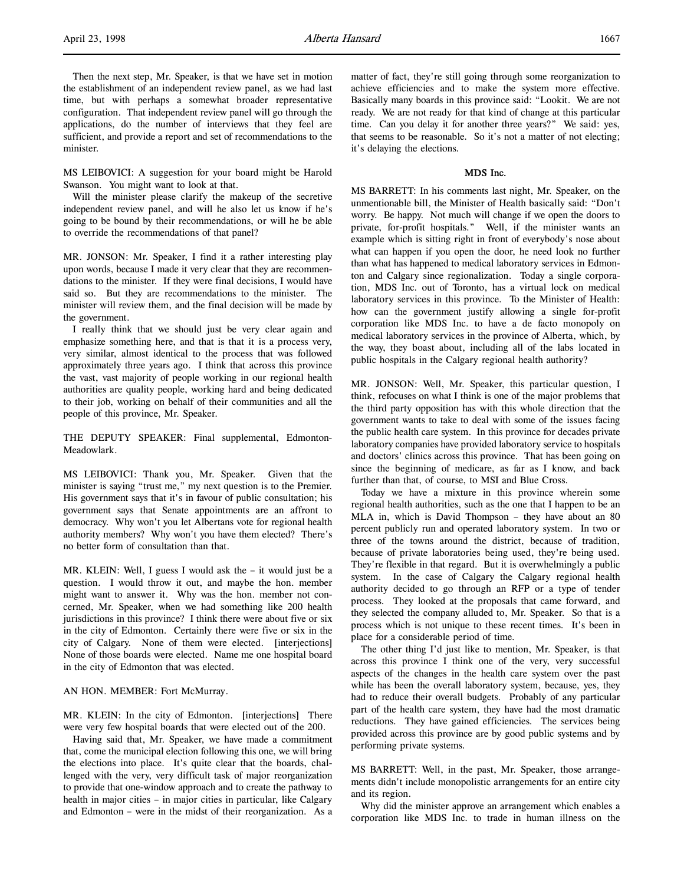Then the next step, Mr. Speaker, is that we have set in motion the establishment of an independent review panel, as we had last time, but with perhaps a somewhat broader representative configuration. That independent review panel will go through the applications, do the number of interviews that they feel are sufficient, and provide a report and set of recommendations to the minister.

MS LEIBOVICI: A suggestion for your board might be Harold Swanson. You might want to look at that.

Will the minister please clarify the makeup of the secretive independent review panel, and will he also let us know if he's going to be bound by their recommendations, or will he be able to override the recommendations of that panel?

MR. JONSON: Mr. Speaker, I find it a rather interesting play upon words, because I made it very clear that they are recommendations to the minister. If they were final decisions, I would have said so. But they are recommendations to the minister. The minister will review them, and the final decision will be made by the government.

I really think that we should just be very clear again and emphasize something here, and that is that it is a process very, very similar, almost identical to the process that was followed approximately three years ago. I think that across this province the vast, vast majority of people working in our regional health authorities are quality people, working hard and being dedicated to their job, working on behalf of their communities and all the people of this province, Mr. Speaker.

THE DEPUTY SPEAKER: Final supplemental, Edmonton-Meadowlark.

MS LEIBOVICI: Thank you, Mr. Speaker. Given that the minister is saying "trust me," my next question is to the Premier. His government says that it's in favour of public consultation; his government says that Senate appointments are an affront to democracy. Why won't you let Albertans vote for regional health authority members? Why won't you have them elected? There's no better form of consultation than that.

MR. KLEIN: Well, I guess I would ask the – it would just be a question. I would throw it out, and maybe the hon. member might want to answer it. Why was the hon. member not concerned, Mr. Speaker, when we had something like 200 health jurisdictions in this province? I think there were about five or six in the city of Edmonton. Certainly there were five or six in the city of Calgary. None of them were elected. [interjections] None of those boards were elected. Name me one hospital board in the city of Edmonton that was elected.

AN HON. MEMBER: Fort McMurray.

MR. KLEIN: In the city of Edmonton. [interjections] There were very few hospital boards that were elected out of the 200.

Having said that, Mr. Speaker, we have made a commitment that, come the municipal election following this one, we will bring the elections into place. It's quite clear that the boards, challenged with the very, very difficult task of major reorganization to provide that one-window approach and to create the pathway to health in major cities – in major cities in particular, like Calgary and Edmonton – were in the midst of their reorganization. As a matter of fact, they're still going through some reorganization to achieve efficiencies and to make the system more effective. Basically many boards in this province said: "Lookit. We are not ready. We are not ready for that kind of change at this particular time. Can you delay it for another three years?" We said: yes, that seems to be reasonable. So it's not a matter of not electing; it's delaying the elections.

## MDS Inc.

MS BARRETT: In his comments last night, Mr. Speaker, on the unmentionable bill, the Minister of Health basically said: "Don't worry. Be happy. Not much will change if we open the doors to private, for-profit hospitals." Well, if the minister wants an example which is sitting right in front of everybody's nose about what can happen if you open the door, he need look no further than what has happened to medical laboratory services in Edmonton and Calgary since regionalization. Today a single corporation, MDS Inc. out of Toronto, has a virtual lock on medical laboratory services in this province. To the Minister of Health: how can the government justify allowing a single for-profit corporation like MDS Inc. to have a de facto monopoly on medical laboratory services in the province of Alberta, which, by the way, they boast about, including all of the labs located in public hospitals in the Calgary regional health authority?

MR. JONSON: Well, Mr. Speaker, this particular question, I think, refocuses on what I think is one of the major problems that the third party opposition has with this whole direction that the government wants to take to deal with some of the issues facing the public health care system. In this province for decades private laboratory companies have provided laboratory service to hospitals and doctors' clinics across this province. That has been going on since the beginning of medicare, as far as I know, and back further than that, of course, to MSI and Blue Cross.

Today we have a mixture in this province wherein some regional health authorities, such as the one that I happen to be an MLA in, which is David Thompson – they have about an 80 percent publicly run and operated laboratory system. In two or three of the towns around the district, because of tradition, because of private laboratories being used, they're being used. They're flexible in that regard. But it is overwhelmingly a public system. In the case of Calgary the Calgary regional health authority decided to go through an RFP or a type of tender process. They looked at the proposals that came forward, and they selected the company alluded to, Mr. Speaker. So that is a process which is not unique to these recent times. It's been in place for a considerable period of time.

The other thing I'd just like to mention, Mr. Speaker, is that across this province I think one of the very, very successful aspects of the changes in the health care system over the past while has been the overall laboratory system, because, yes, they had to reduce their overall budgets. Probably of any particular part of the health care system, they have had the most dramatic reductions. They have gained efficiencies. The services being provided across this province are by good public systems and by performing private systems.

MS BARRETT: Well, in the past, Mr. Speaker, those arrangements didn't include monopolistic arrangements for an entire city and its region.

Why did the minister approve an arrangement which enables a corporation like MDS Inc. to trade in human illness on the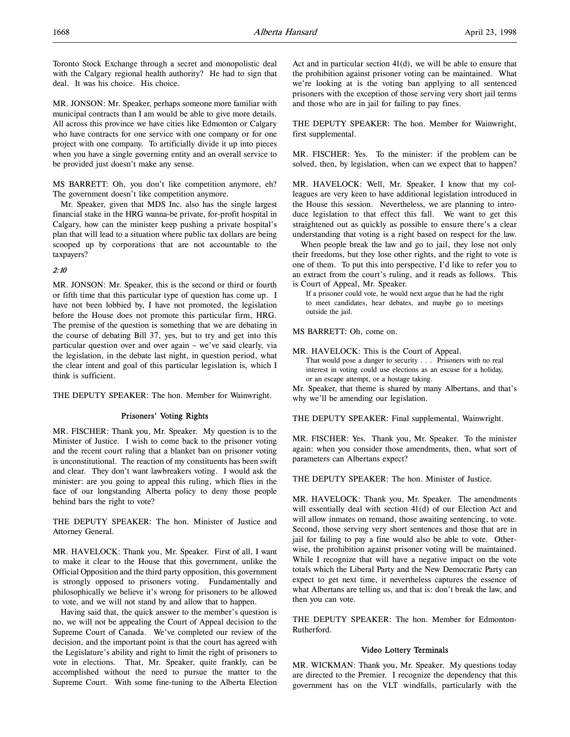Toronto Stock Exchange through a secret and monopolistic deal with the Calgary regional health authority? He had to sign that deal. It was his choice. His choice.

MR. JONSON: Mr. Speaker, perhaps someone more familiar with municipal contracts than I am would be able to give more details. All across this province we have cities like Edmonton or Calgary who have contracts for one service with one company or for one project with one company. To artificially divide it up into pieces when you have a single governing entity and an overall service to be provided just doesn't make any sense.

MS BARRETT: Oh, you don't like competition anymore, eh? The government doesn't like competition anymore.

Mr. Speaker, given that MDS Inc. also has the single largest financial stake in the HRG wanna-be private, for-profit hospital in Calgary, how can the minister keep pushing a private hospital's plan that will lead to a situation where public tax dollars are being scooped up by corporations that are not accountable to the taxpayers?

*2:10*

MR. JONSON: Mr. Speaker, this is the second or third or fourth or fifth time that this particular type of question has come up. I have not been lobbied by, I have not promoted, the legislation before the House does not promote this particular firm, HRG. The premise of the question is something that we are debating in the course of debating Bill 37, yes, but to try and get into this particular question over and over again – we've said clearly, via the legislation, in the debate last night, in question period, what the clear intent and goal of this particular legislation is, which I think is sufficient.

THE DEPUTY SPEAKER: The hon. Member for Wainwright.

### Prisoners' Voting Rights

MR. FISCHER: Thank you, Mr. Speaker. My question is to the Minister of Justice. I wish to come back to the prisoner voting and the recent court ruling that a blanket ban on prisoner voting is unconstitutional. The reaction of my constituents has been swift and clear. They don't want lawbreakers voting. I would ask the minister: are you going to appeal this ruling, which flies in the face of our longstanding Alberta policy to deny those people behind bars the right to vote?

THE DEPUTY SPEAKER: The hon. Minister of Justice and Attorney General.

MR. HAVELOCK: Thank you, Mr. Speaker. First of all, I want to make it clear to the House that this government, unlike the Official Opposition and the third party opposition, this government is strongly opposed to prisoners voting. Fundamentally and philosophically we believe it's wrong for prisoners to be allowed to vote, and we will not stand by and allow that to happen.

Having said that, the quick answer to the member's question is no, we will not be appealing the Court of Appeal decision to the Supreme Court of Canada. We've completed our review of the decision, and the important point is that the court has agreed with the Legislature's ability and right to limit the right of prisoners to vote in elections. That, Mr. Speaker, quite frankly, can be accomplished without the need to pursue the matter to the Supreme Court. With some fine-tuning to the Alberta Election Act and in particular section 41(d), we will be able to ensure that the prohibition against prisoner voting can be maintained. What we're looking at is the voting ban applying to all sentenced prisoners with the exception of those serving very short jail terms and those who are in jail for failing to pay fines.

THE DEPUTY SPEAKER: The hon. Member for Wainwright, first supplemental.

MR. FISCHER: Yes. To the minister: if the problem can be solved, then, by legislation, when can we expect that to happen?

MR. HAVELOCK: Well, Mr. Speaker, I know that my colleagues are very keen to have additional legislation introduced in the House this session. Nevertheless, we are planning to introduce legislation to that effect this fall. We want to get this straightened out as quickly as possible to ensure there's a clear understanding that voting is a right based on respect for the law.

When people break the law and go to jail, they lose not only their freedoms, but they lose other rights, and the right to vote is one of them. To put this into perspective, I'd like to refer you to an extract from the court's ruling, and it reads as follows. This is Court of Appeal, Mr. Speaker.

> If a prisoner could vote, he would next argue that he had the right to meet candidates, hear debates, and maybe go to meetings outside the jail.

MS BARRETT: Oh, come on.

MR. HAVELOCK: This is the Court of Appeal.

> That would pose a danger to security . . . Prisoners with no real interest in voting could use elections as an excuse for a holiday, or an escape attempt, or a hostage taking.

Mr. Speaker, that theme is shared by many Albertans, and that's why we'll be amending our legislation.

THE DEPUTY SPEAKER: Final supplemental, Wainwright.

MR. FISCHER: Yes. Thank you, Mr. Speaker. To the minister again: when you consider those amendments, then, what sort of parameters can Albertans expect?

THE DEPUTY SPEAKER: The hon. Minister of Justice.

MR. HAVELOCK: Thank you, Mr. Speaker. The amendments will essentially deal with section 41(d) of our Election Act and will allow inmates on remand, those awaiting sentencing, to vote. Second, those serving very short sentences and those that are in jail for failing to pay a fine would also be able to vote. Otherwise, the prohibition against prisoner voting will be maintained. While I recognize that will have a negative impact on the vote totals which the Liberal Party and the New Democratic Party can expect to get next time, it nevertheless captures the essence of what Albertans are telling us, and that is: don't break the law, and then you can vote.

THE DEPUTY SPEAKER: The hon. Member for Edmonton-Rutherford.

### Video Lottery Terminals

MR. WICKMAN: Thank you, Mr. Speaker. My questions today are directed to the Premier. I recognize the dependency that this government has on the VLT windfalls, particularly with the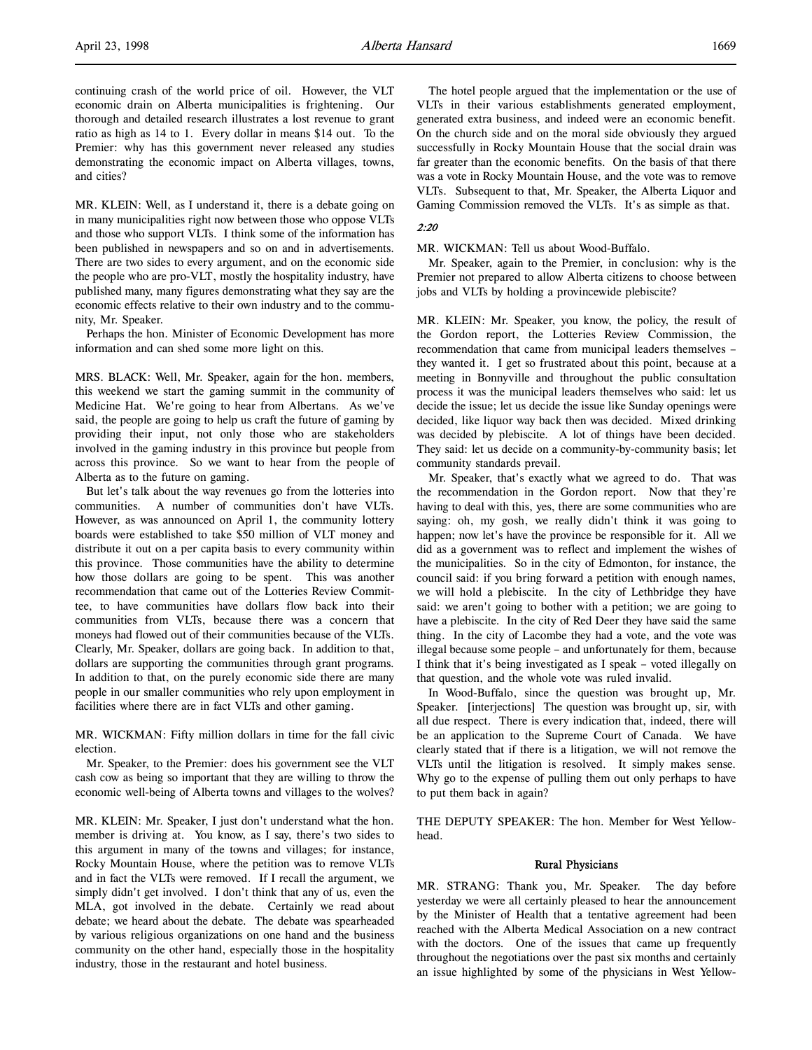continuing crash of the world price of oil. However, the VLT economic drain on Alberta municipalities is frightening. Our thorough and detailed research illustrates a lost revenue to grant ratio as high as 14 to 1. Every dollar in means $14 out. To the Premier: why has this government never released any studies demonstrating the economic impact on Alberta villages, towns, and cities?

MR. KLEIN: Well, as I understand it, there is a debate going on in many municipalities right now between those who oppose VLTs and those who support VLTs. I think some of the information has been published in newspapers and so on and in advertisements. There are two sides to every argument, and on the economic side the people who are pro-VLT, mostly the hospitality industry, have published many, many figures demonstrating what they say are the economic effects relative to their own industry and to the community, Mr. Speaker.

Perhaps the hon. Minister of Economic Development has more information and can shed some more light on this.

MRS. BLACK: Well, Mr. Speaker, again for the hon. members, this weekend we start the gaming summit in the community of Medicine Hat. We're going to hear from Albertans. As we've said, the people are going to help us craft the future of gaming by providing their input, not only those who are stakeholders involved in the gaming industry in this province but people from across this province. So we want to hear from the people of Alberta as to the future on gaming.

But let's talk about the way revenues go from the lotteries into communities. A number of communities don't have VLTs. However, as was announced on April 1, the community lottery boards were established to take $50 million of VLT money and distribute it out on a per capita basis to every community within this province. Those communities have the ability to determine how those dollars are going to be spent. This was another recommendation that came out of the Lotteries Review Committee, to have communities have dollars flow back into their communities from VLTs, because there was a concern that moneys had flowed out of their communities because of the VLTs. Clearly, Mr. Speaker, dollars are going back. In addition to that, dollars are supporting the communities through grant programs. In addition to that, on the purely economic side there are many people in our smaller communities who rely upon employment in facilities where there are in fact VLTs and other gaming.

MR. WICKMAN: Fifty million dollars in time for the fall civic election.

Mr. Speaker, to the Premier: does his government see the VLT cash cow as being so important that they are willing to throw the economic well-being of Alberta towns and villages to the wolves?

MR. KLEIN: Mr. Speaker, I just don't understand what the hon. member is driving at. You know, as I say, there's two sides to this argument in many of the towns and villages; for instance, Rocky Mountain House, where the petition was to remove VLTs and in fact the VLTs were removed. If I recall the argument, we simply didn't get involved. I don't think that any of us, even the MLA, got involved in the debate. Certainly we heard about debate; we heard about the debate. The debate was spearheaded by various religious organizations on one hand and the business community on the other hand, especially those in the hospitality industry, those in the restaurant and hotel business.

The hotel people argued that the implementation or the use of VLTs in their various establishments generated employment, generated extra business, and indeed were an economic benefit. On the church side and on the moral side obviously they argued successfully in Rocky Mountain House that the social drain was far greater than the economic benefits. On the basis of that there was a vote in Rocky Mountain House, and the vote was to remove VLTs. Subsequent to that, Mr. Speaker, the Alberta Liquor and Gaming Commission removed the VLTs. It's as simple as that.

*2:20*

MR. WICKMAN: Tell us about Wood-Buffalo.

Mr. Speaker, again to the Premier, in conclusion: why is the Premier not prepared to allow Alberta citizens to choose between jobs and VLTs by holding a provincewide plebiscite?

MR. KLEIN: Mr. Speaker, you know, the policy, the result of the Gordon report, the Lotteries Review Commission, the recommendation that came from municipal leaders themselves – they wanted it. I get so frustrated about this point, because at a meeting in Bonnyville and throughout the public consultation process it was the municipal leaders themselves who said: let us decide the issue; let us decide the issue like Sunday openings were decided, like liquor way back then was decided. Mixed drinking was decided by plebiscite. A lot of things have been decided. They said: let us decide on a community-by-community basis; let community standards prevail.

Mr. Speaker, that's exactly what we agreed to do. That was the recommendation in the Gordon report. Now that they're having to deal with this, yes, there are some communities who are saying: oh, my gosh, we really didn't think it was going to happen; now let's have the province be responsible for it. All we did as a government was to reflect and implement the wishes of the municipalities. So in the city of Edmonton, for instance, the council said: if you bring forward a petition with enough names, we will hold a plebiscite. In the city of Lethbridge they have said: we aren't going to bother with a petition; we are going to have a plebiscite. In the city of Red Deer they have said the same thing. In the city of Lacombe they had a vote, and the vote was illegal because some people – and unfortunately for them, because I think that it's being investigated as I speak – voted illegally on that question, and the whole vote was ruled invalid.

In Wood-Buffalo, since the question was brought up, Mr. Speaker. [interjections] The question was brought up, sir, with all due respect. There is every indication that, indeed, there will be an application to the Supreme Court of Canada. We have clearly stated that if there is a litigation, we will not remove the VLTs until the litigation is resolved. It simply makes sense. Why go to the expense of pulling them out only perhaps to have to put them back in again?

THE DEPUTY SPEAKER: The hon. Member for West Yellowhead.

### Rural Physicians

MR. STRANG: Thank you, Mr. Speaker. The day before yesterday we were all certainly pleased to hear the announcement by the Minister of Health that a tentative agreement had been reached with the Alberta Medical Association on a new contract with the doctors. One of the issues that came up frequently throughout the negotiations over the past six months and certainly an issue highlighted by some of the physicians in West Yellow-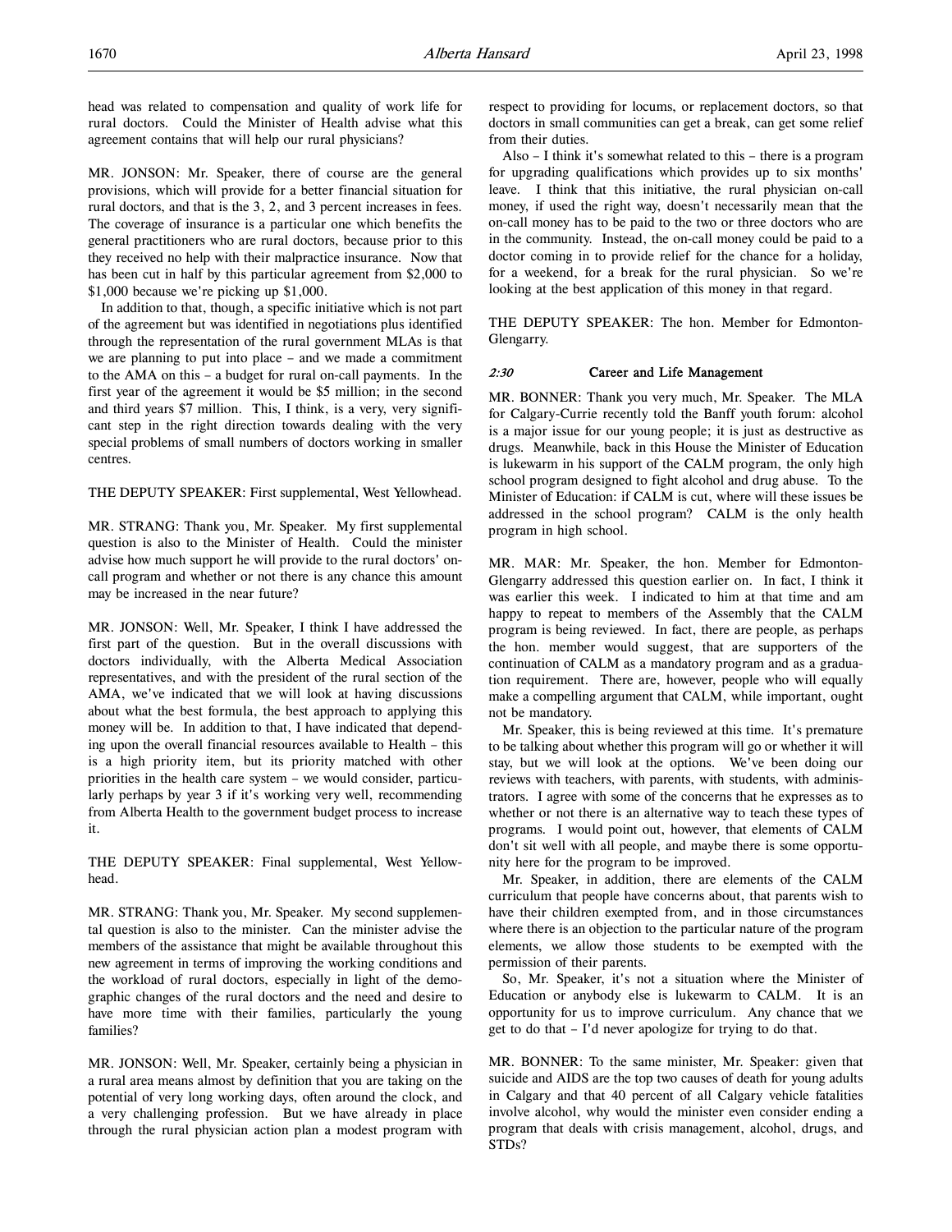head was related to compensation and quality of work life for rural doctors. Could the Minister of Health advise what this agreement contains that will help our rural physicians?

MR. JONSON: Mr. Speaker, there of course are the general provisions, which will provide for a better financial situation for rural doctors, and that is the 3, 2, and 3 percent increases in fees. The coverage of insurance is a particular one which benefits the general practitioners who are rural doctors, because prior to this they received no help with their malpractice insurance. Now that has been cut in half by this particular agreement from $2,000 to $1,000 because we're picking up $1,000.

In addition to that, though, a specific initiative which is not part of the agreement but was identified in negotiations plus identified through the representation of the rural government MLAs is that we are planning to put into place – and we made a commitment to the AMA on this – a budget for rural on-call payments. In the first year of the agreement it would be $5 million; in the second and third years $7 million. This, I think, is a very, very significant step in the right direction towards dealing with the very special problems of small numbers of doctors working in smaller centres.

THE DEPUTY SPEAKER: First supplemental, West Yellowhead.

MR. STRANG: Thank you, Mr. Speaker. My first supplemental question is also to the Minister of Health. Could the minister advise how much support he will provide to the rural doctors' on-call program and whether or not there is any chance this amount may be increased in the near future?

MR. JONSON: Well, Mr. Speaker, I think I have addressed the first part of the question. But in the overall discussions with doctors individually, with the Alberta Medical Association representatives, and with the president of the rural section of the AMA, we've indicated that we will look at having discussions about what the best formula, the best approach to applying this money will be. In addition to that, I have indicated that depending upon the overall financial resources available to Health – this is a high priority item, but its priority matched with other priorities in the health care system – we would consider, particularly perhaps by year 3 if it's working very well, recommending from Alberta Health to the government budget process to increase it.

THE DEPUTY SPEAKER: Final supplemental, West Yellowhead.

MR. STRANG: Thank you, Mr. Speaker. My second supplemental question is also to the minister. Can the minister advise the members of the assistance that might be available throughout this new agreement in terms of improving the working conditions and the workload of rural doctors, especially in light of the demographic changes of the rural doctors and the need and desire to have more time with their families, particularly the young families?

MR. JONSON: Well, Mr. Speaker, certainly being a physician in a rural area means almost by definition that you are taking on the potential of very long working days, often around the clock, and a very challenging profession. But we have already in place through the rural physician action plan a modest program with respect to providing for locums, or replacement doctors, so that doctors in small communities can get a break, can get some relief from their duties.

Also – I think it's somewhat related to this – there is a program for upgrading qualifications which provides up to six months' leave. I think that this initiative, the rural physician on-call money, if used the right way, doesn't necessarily mean that the on-call money has to be paid to the two or three doctors who are in the community. Instead, the on-call money could be paid to a doctor coming in to provide relief for the chance for a holiday, for a weekend, for a break for the rural physician. So we're looking at the best application of this money in that regard.

THE DEPUTY SPEAKER: The hon. Member for Edmonton-Glengarry.

*2:30* **Career and Life Management**

MR. BONNER: Thank you very much, Mr. Speaker. The MLA for Calgary-Currie recently told the Banff youth forum: alcohol is a major issue for our young people; it is just as destructive as drugs. Meanwhile, back in this House the Minister of Education is lukewarm in his support of the CALM program, the only high school program designed to fight alcohol and drug abuse. To the Minister of Education: if CALM is cut, where will these issues be addressed in the school program? CALM is the only health program in high school.

MR. MAR: Mr. Speaker, the hon. Member for Edmonton-Glengarry addressed this question earlier on. In fact, I think it was earlier this week. I indicated to him at that time and am happy to repeat to members of the Assembly that the CALM program is being reviewed. In fact, there are people, as perhaps the hon. member would suggest, that are supporters of the continuation of CALM as a mandatory program and as a graduation requirement. There are, however, people who will equally make a compelling argument that CALM, while important, ought not be mandatory.

Mr. Speaker, this is being reviewed at this time. It's premature to be talking about whether this program will go or whether it will stay, but we will look at the options. We've been doing our reviews with teachers, with parents, with students, with administrators. I agree with some of the concerns that he expresses as to whether or not there is an alternative way to teach these types of programs. I would point out, however, that elements of CALM don't sit well with all people, and maybe there is some opportunity here for the program to be improved.

Mr. Speaker, in addition, there are elements of the CALM curriculum that people have concerns about, that parents wish to have their children exempted from, and in those circumstances where there is an objection to the particular nature of the program elements, we allow those students to be exempted with the permission of their parents.

So, Mr. Speaker, it's not a situation where the Minister of Education or anybody else is lukewarm to CALM. It is an opportunity for us to improve curriculum. Any chance that we get to do that – I'd never apologize for trying to do that.

MR. BONNER: To the same minister, Mr. Speaker: given that suicide and AIDS are the top two causes of death for young adults in Calgary and that 40 percent of all Calgary vehicle fatalities involve alcohol, why would the minister even consider ending a program that deals with crisis management, alcohol, drugs, and STDs?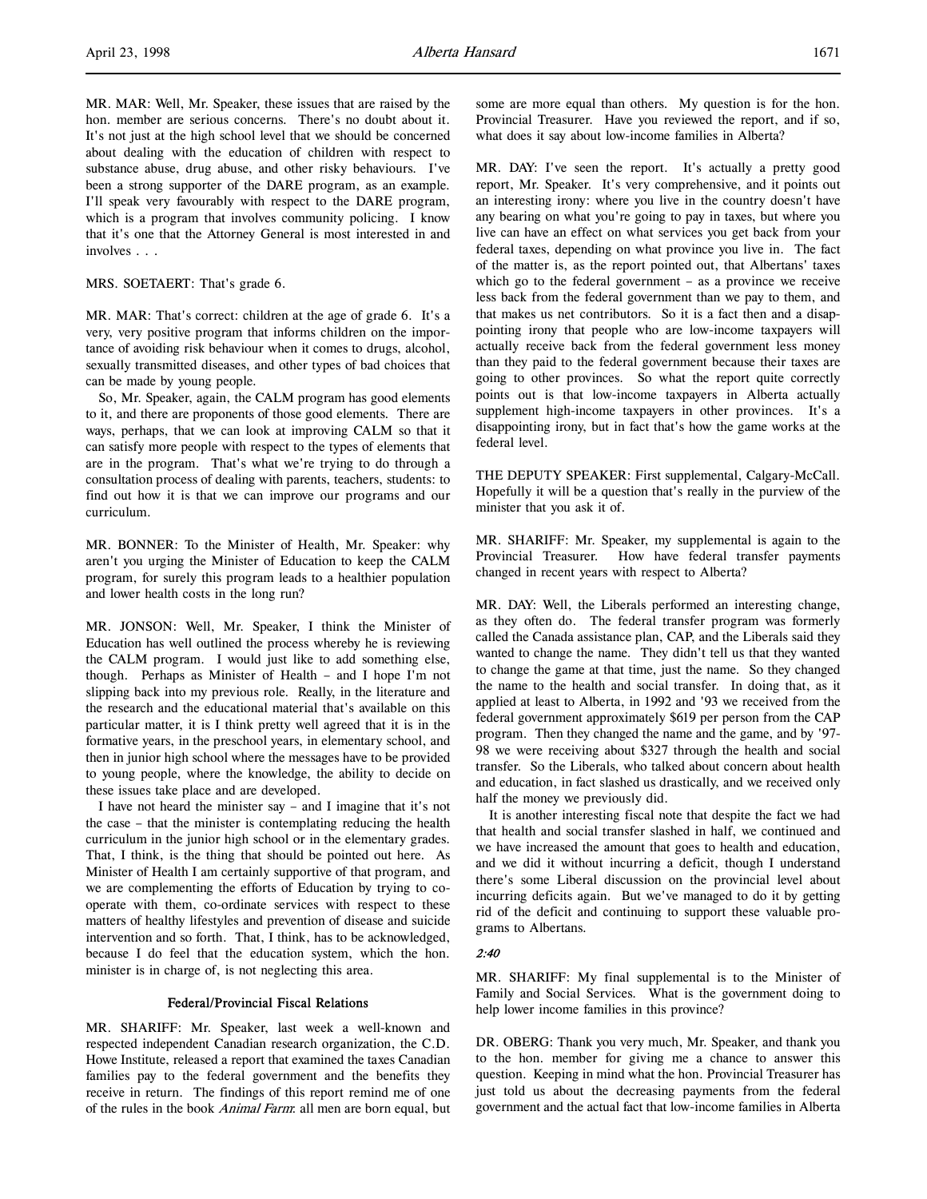MR. MAR: Well, Mr. Speaker, these issues that are raised by the hon. member are serious concerns. There's no doubt about it. It's not just at the high school level that we should be concerned about dealing with the education of children with respect to substance abuse, drug abuse, and other risky behaviours. I've been a strong supporter of the DARE program, as an example. I'll speak very favourably with respect to the DARE program, which is a program that involves community policing. I know that it's one that the Attorney General is most interested in and involves . . .

MRS. SOETAERT: That's grade 6.

MR. MAR: That's correct: children at the age of grade 6. It's a very, very positive program that informs children on the importance of avoiding risk behaviour when it comes to drugs, alcohol, sexually transmitted diseases, and other types of bad choices that can be made by young people.

So, Mr. Speaker, again, the CALM program has good elements to it, and there are proponents of those good elements. There are ways, perhaps, that we can look at improving CALM so that it can satisfy more people with respect to the types of elements that are in the program. That's what we're trying to do through a consultation process of dealing with parents, teachers, students: to find out how it is that we can improve our programs and our curriculum.

MR. BONNER: To the Minister of Health, Mr. Speaker: why aren't you urging the Minister of Education to keep the CALM program, for surely this program leads to a healthier population and lower health costs in the long run?

MR. JONSON: Well, Mr. Speaker, I think the Minister of Education has well outlined the process whereby he is reviewing the CALM program. I would just like to add something else, though. Perhaps as Minister of Health – and I hope I'm not slipping back into my previous role. Really, in the literature and the research and the educational material that's available on this particular matter, it is I think pretty well agreed that it is in the formative years, in the preschool years, in elementary school, and then in junior high school where the messages have to be provided to young people, where the knowledge, the ability to decide on these issues take place and are developed.

I have not heard the minister say – and I imagine that it's not the case – that the minister is contemplating reducing the health curriculum in the junior high school or in the elementary grades. That, I think, is the thing that should be pointed out here. As Minister of Health I am certainly supportive of that program, and we are complementing the efforts of Education by trying to cooperate with them, co-ordinate services with respect to these matters of healthy lifestyles and prevention of disease and suicide intervention and so forth. That, I think, has to be acknowledged, because I do feel that the education system, which the hon. minister is in charge of, is not neglecting this area.

### Federal/Provincial Fiscal Relations

MR. SHARIFF: Mr. Speaker, last week a well-known and respected independent Canadian research organization, the C.D. Howe Institute, released a report that examined the taxes Canadian families pay to the federal government and the benefits they receive in return. The findings of this report remind me of one of the rules in the book *Animal Farm*: all men are born equal, but some are more equal than others. My question is for the hon. Provincial Treasurer. Have you reviewed the report, and if so, what does it say about low-income families in Alberta?

MR. DAY: I've seen the report. It's actually a pretty good report, Mr. Speaker. It's very comprehensive, and it points out an interesting irony: where you live in the country doesn't have any bearing on what you're going to pay in taxes, but where you live can have an effect on what services you get back from your federal taxes, depending on what province you live in. The fact of the matter is, as the report pointed out, that Albertans' taxes which go to the federal government – as a province we receive less back from the federal government than we pay to them, and that makes us net contributors. So it is a fact then and a disappointing irony that people who are low-income taxpayers will actually receive back from the federal government less money than they paid to the federal government because their taxes are going to other provinces. So what the report quite correctly points out is that low-income taxpayers in Alberta actually supplement high-income taxpayers in other provinces. It's a disappointing irony, but in fact that's how the game works at the federal level.

THE DEPUTY SPEAKER: First supplemental, Calgary-McCall. Hopefully it will be a question that's really in the purview of the minister that you ask it of.

MR. SHARIFF: Mr. Speaker, my supplemental is again to the Provincial Treasurer. How have federal transfer payments changed in recent years with respect to Alberta?

MR. DAY: Well, the Liberals performed an interesting change, as they often do. The federal transfer program was formerly called the Canada assistance plan, CAP, and the Liberals said they wanted to change the name. They didn't tell us that they wanted to change the game at that time, just the name. So they changed the name to the health and social transfer. In doing that, as it applied at least to Alberta, in 1992 and '93 we received from the federal government approximately $619 per person from the CAP program. Then they changed the name and the game, and by '97-98 we were receiving about $327 through the health and social transfer. So the Liberals, who talked about concern about health and education, in fact slashed us drastically, and we received only half the money we previously did.

It is another interesting fiscal note that despite the fact we had that health and social transfer slashed in half, we continued and we have increased the amount that goes to health and education, and we did it without incurring a deficit, though I understand there's some Liberal discussion on the provincial level about incurring deficits again. But we've managed to do it by getting rid of the deficit and continuing to support these valuable programs to Albertans.

*2:40*

MR. SHARIFF: My final supplemental is to the Minister of Family and Social Services. What is the government doing to help lower income families in this province?

DR. OBERG: Thank you very much, Mr. Speaker, and thank you to the hon. member for giving me a chance to answer this question. Keeping in mind what the hon. Provincial Treasurer has just told us about the decreasing payments from the federal government and the actual fact that low-income families in Alberta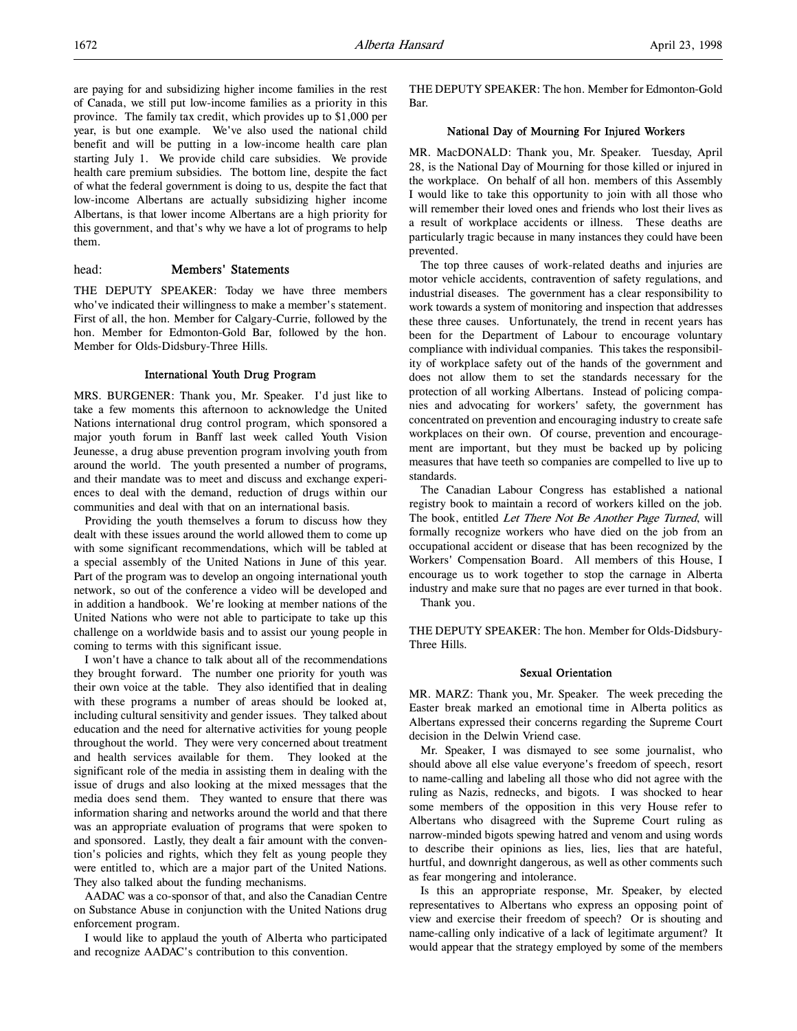are paying for and subsidizing higher income families in the rest of Canada, we still put low-income families as a priority in this province. The family tax credit, which provides up to $1,000 per year, is but one example. We've also used the national child benefit and will be putting in a low-income health care plan starting July 1. We provide child care subsidies. We provide health care premium subsidies. The bottom line, despite the fact of what the federal government is doing to us, despite the fact that low-income Albertans are actually subsidizing higher income Albertans, is that lower income Albertans are a high priority for this government, and that's why we have a lot of programs to help them.

head: **Members' Statements**

THE DEPUTY SPEAKER: Today we have three members who've indicated their willingness to make a member's statement. First of all, the hon. Member for Calgary-Currie, followed by the hon. Member for Edmonton-Gold Bar, followed by the hon. Member for Olds-Didsbury-Three Hills.

### International Youth Drug Program

MRS. BURGENER: Thank you, Mr. Speaker. I'd just like to take a few moments this afternoon to acknowledge the United Nations international drug control program, which sponsored a major youth forum in Banff last week called Youth Vision Jeunesse, a drug abuse prevention program involving youth from around the world. The youth presented a number of programs, and their mandate was to meet and discuss and exchange experiences to deal with the demand, reduction of drugs within our communities and deal with that on an international basis.

Providing the youth themselves a forum to discuss how they dealt with these issues around the world allowed them to come up with some significant recommendations, which will be tabled at a special assembly of the United Nations in June of this year. Part of the program was to develop an ongoing international youth network, so out of the conference a video will be developed and in addition a handbook. We're looking at member nations of the United Nations who were not able to participate to take up this challenge on a worldwide basis and to assist our young people in coming to terms with this significant issue.

I won't have a chance to talk about all of the recommendations they brought forward. The number one priority for youth was their own voice at the table. They also identified that in dealing with these programs a number of areas should be looked at, including cultural sensitivity and gender issues. They talked about education and the need for alternative activities for young people throughout the world. They were very concerned about treatment and health services available for them. They looked at the significant role of the media in assisting them in dealing with the issue of drugs and also looking at the mixed messages that the media does send them. They wanted to ensure that there was information sharing and networks around the world and that there was an appropriate evaluation of programs that were spoken to and sponsored. Lastly, they dealt a fair amount with the convention's policies and rights, which they felt as young people they were entitled to, which are a major part of the United Nations. They also talked about the funding mechanisms.

AADAC was a co-sponsor of that, and also the Canadian Centre on Substance Abuse in conjunction with the United Nations drug enforcement program.

I would like to applaud the youth of Alberta who participated and recognize AADAC's contribution to this convention.

THE DEPUTY SPEAKER: The hon. Member for Edmonton-Gold Bar.

### National Day of Mourning For Injured Workers

MR. MacDONALD: Thank you, Mr. Speaker. Tuesday, April 28, is the National Day of Mourning for those killed or injured in the workplace. On behalf of all hon. members of this Assembly I would like to take this opportunity to join with all those who will remember their loved ones and friends who lost their lives as a result of workplace accidents or illness. These deaths are particularly tragic because in many instances they could have been prevented.

The top three causes of work-related deaths and injuries are motor vehicle accidents, contravention of safety regulations, and industrial diseases. The government has a clear responsibility to work towards a system of monitoring and inspection that addresses these three causes. Unfortunately, the trend in recent years has been for the Department of Labour to encourage voluntary compliance with individual companies. This takes the responsibility of workplace safety out of the hands of the government and does not allow them to set the standards necessary for the protection of all working Albertans. Instead of policing companies and advocating for workers' safety, the government has concentrated on prevention and encouraging industry to create safe workplaces on their own. Of course, prevention and encouragement are important, but they must be backed up by policing measures that have teeth so companies are compelled to live up to standards.

The Canadian Labour Congress has established a national registry book to maintain a record of workers killed on the job. The book, entitled *Let There Not Be Another Page Turned*, will formally recognize workers who have died on the job from an occupational accident or disease that has been recognized by the Workers' Compensation Board. All members of this House, I encourage us to work together to stop the carnage in Alberta industry and make sure that no pages are ever turned in that book.

Thank you.

THE DEPUTY SPEAKER: The hon. Member for Olds-Didsbury-Three Hills.

### Sexual Orientation

MR. MARZ: Thank you, Mr. Speaker. The week preceding the Easter break marked an emotional time in Alberta politics as Albertans expressed their concerns regarding the Supreme Court decision in the Delwin Vriend case.

Mr. Speaker, I was dismayed to see some journalist, who should above all else value everyone's freedom of speech, resort to name-calling and labeling all those who did not agree with the ruling as Nazis, rednecks, and bigots. I was shocked to hear some members of the opposition in this very House refer to Albertans who disagreed with the Supreme Court ruling as narrow-minded bigots spewing hatred and venom and using words to describe their opinions as lies, lies, lies that are hateful, hurtful, and downright dangerous, as well as other comments such as fear mongering and intolerance.

Is this an appropriate response, Mr. Speaker, by elected representatives to Albertans who express an opposing point of view and exercise their freedom of speech? Or is shouting and name-calling only indicative of a lack of legitimate argument? It would appear that the strategy employed by some of the members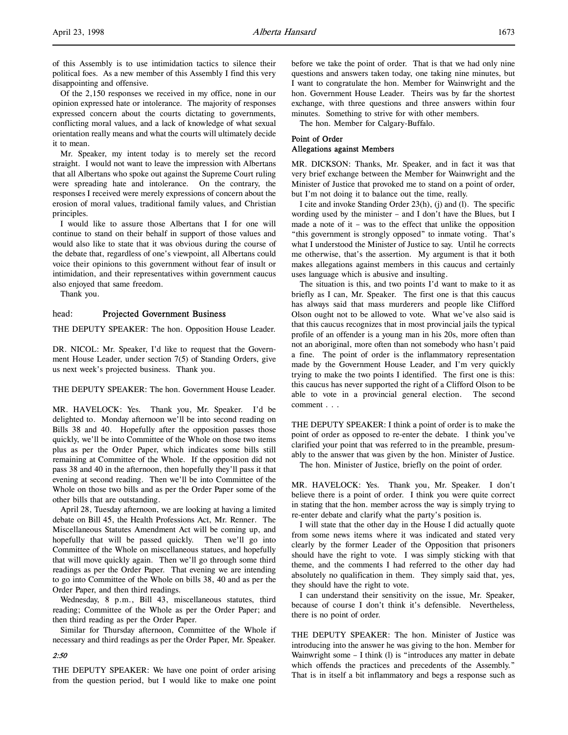of this Assembly is to use intimidation tactics to silence their political foes. As a new member of this Assembly I find this very disappointing and offensive.

Of the 2,150 responses we received in my office, none in our opinion expressed hate or intolerance. The majority of responses expressed concern about the courts dictating to governments, conflicting moral values, and a lack of knowledge of what sexual orientation really means and what the courts will ultimately decide it to mean.

Mr. Speaker, my intent today is to merely set the record straight. I would not want to leave the impression with Albertans that all Albertans who spoke out against the Supreme Court ruling were spreading hate and intolerance. On the contrary, the responses I received were merely expressions of concern about the erosion of moral values, traditional family values, and Christian principles.

I would like to assure those Albertans that I for one will continue to stand on their behalf in support of those values and would also like to state that it was obvious during the course of the debate that, regardless of one's viewpoint, all Albertans could voice their opinions to this government without fear of insult or intimidation, and their representatives within government caucus also enjoyed that same freedom.

Thank you.

head: **Projected Government Business**

THE DEPUTY SPEAKER: The hon. Opposition House Leader.

DR. NICOL: Mr. Speaker, I'd like to request that the Government House Leader, under section 7(5) of Standing Orders, give us next week's projected business. Thank you.

THE DEPUTY SPEAKER: The hon. Government House Leader.

MR. HAVELOCK: Yes. Thank you, Mr. Speaker. I'd be delighted to. Monday afternoon we'll be into second reading on Bills 38 and 40. Hopefully after the opposition passes those quickly, we'll be into Committee of the Whole on those two items plus as per the Order Paper, which indicates some bills still remaining at Committee of the Whole. If the opposition did not pass 38 and 40 in the afternoon, then hopefully they'll pass it that evening at second reading. Then we'll be into Committee of the Whole on those two bills and as per the Order Paper some of the other bills that are outstanding.

April 28, Tuesday afternoon, we are looking at having a limited debate on Bill 45, the Health Professions Act, Mr. Renner. The Miscellaneous Statutes Amendment Act will be coming up, and hopefully that will be passed quickly. Then we'll go into Committee of the Whole on miscellaneous statues, and hopefully that will move quickly again. Then we'll go through some third readings as per the Order Paper. That evening we are intending to go into Committee of the Whole on bills 38, 40 and as per the Order Paper, and then third readings.

Wednesday, 8 p.m., Bill 43, miscellaneous statutes, third reading; Committee of the Whole as per the Order Paper; and then third reading as per the Order Paper.

Similar for Thursday afternoon, Committee of the Whole if necessary and third readings as per the Order Paper, Mr. Speaker.

*2:50*

THE DEPUTY SPEAKER: We have one point of order arising from the question period, but I would like to make one point before we take the point of order. That is that we had only nine questions and answers taken today, one taking nine minutes, but I want to congratulate the hon. Member for Wainwright and the hon. Government House Leader. Theirs was by far the shortest exchange, with three questions and three answers within four minutes. Something to strive for with other members.

The hon. Member for Calgary-Buffalo.

**Point of Order**
**Allegations against Members**

MR. DICKSON: Thanks, Mr. Speaker, and in fact it was that very brief exchange between the Member for Wainwright and the Minister of Justice that provoked me to stand on a point of order, but I'm not doing it to balance out the time, really.

I cite and invoke Standing Order 23(h), (j) and (l). The specific wording used by the minister – and I don't have the Blues, but I made a note of it – was to the effect that unlike the opposition "this government is strongly opposed" to inmate voting. That's what I understood the Minister of Justice to say. Until he corrects me otherwise, that's the assertion. My argument is that it both makes allegations against members in this caucus and certainly uses language which is abusive and insulting.

The situation is this, and two points I'd want to make to it as briefly as I can, Mr. Speaker. The first one is that this caucus has always said that mass murderers and people like Clifford Olson ought not to be allowed to vote. What we've also said is that this caucus recognizes that in most provincial jails the typical profile of an offender is a young man in his 20s, more often than not an aboriginal, more often than not somebody who hasn't paid a fine. The point of order is the inflammatory representation made by the Government House Leader, and I'm very quickly trying to make the two points I identified. The first one is this: this caucus has never supported the right of a Clifford Olson to be able to vote in a provincial general election. The second comment . . .

THE DEPUTY SPEAKER: I think a point of order is to make the point of order as opposed to re-enter the debate. I think you've clarified your point that was referred to in the preamble, presumably to the answer that was given by the hon. Minister of Justice.

The hon. Minister of Justice, briefly on the point of order.

MR. HAVELOCK: Yes. Thank you, Mr. Speaker. I don't believe there is a point of order. I think you were quite correct in stating that the hon. member across the way is simply trying to re-enter debate and clarify what the party's position is.

I will state that the other day in the House I did actually quote from some news items where it was indicated and stated very clearly by the former Leader of the Opposition that prisoners should have the right to vote. I was simply sticking with that theme, and the comments I had referred to the other day had absolutely no qualification in them. They simply said that, yes, they should have the right to vote.

I can understand their sensitivity on the issue, Mr. Speaker, because of course I don't think it's defensible. Nevertheless, there is no point of order.

THE DEPUTY SPEAKER: The hon. Minister of Justice was introducing into the answer he was giving to the hon. Member for Wainwright some – I think (l) is "introduces any matter in debate which offends the practices and precedents of the Assembly." That is in itself a bit inflammatory and begs a response such as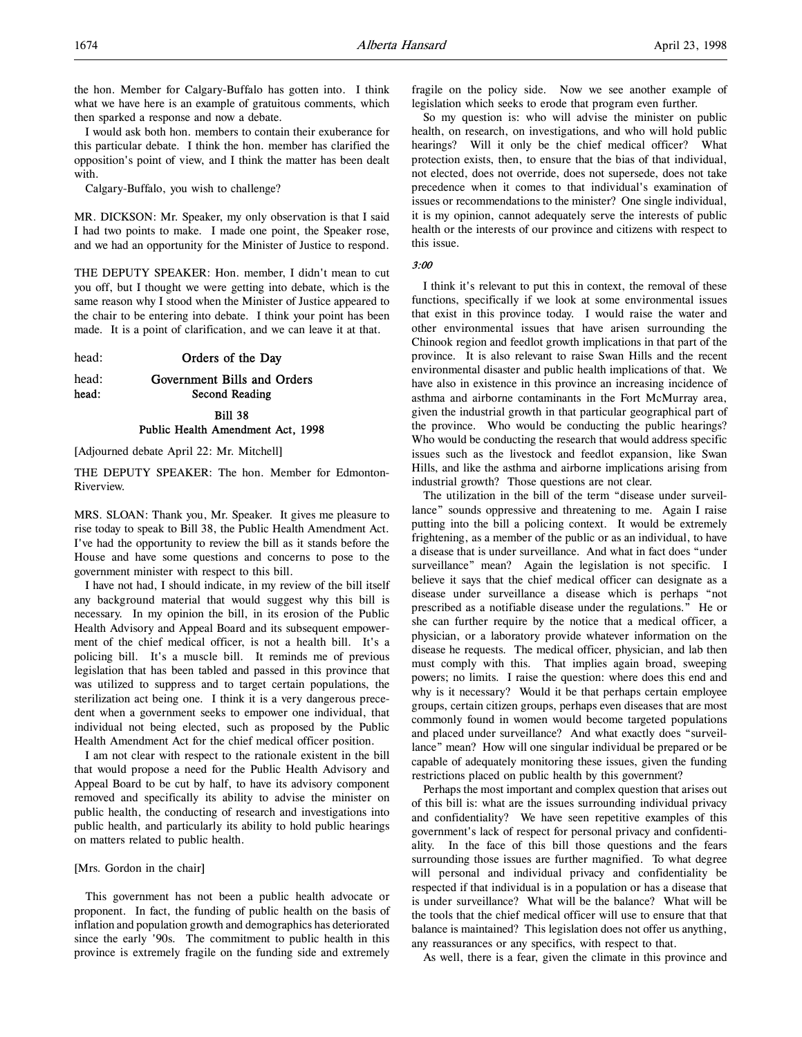the hon. Member for Calgary-Buffalo has gotten into. I think what we have here is an example of gratuitous comments, which then sparked a response and now a debate.

I would ask both hon. members to contain their exuberance for this particular debate. I think the hon. member has clarified the opposition's point of view, and I think the matter has been dealt with.

Calgary-Buffalo, you wish to challenge?

MR. DICKSON: Mr. Speaker, my only observation is that I said I had two points to make. I made one point, the Speaker rose, and we had an opportunity for the Minister of Justice to respond.

THE DEPUTY SPEAKER: Hon. member, I didn't mean to cut you off, but I thought we were getting into debate, which is the same reason why I stood when the Minister of Justice appeared to the chair to be entering into debate. I think your point has been made. It is a point of clarification, and we can leave it at that.

head: **Orders of the Day**

head: **Government Bills and Orders**

head: **Second Reading**

**Bill 38**
**Public Health Amendment Act, 1998**

[Adjourned debate April 22: Mr. Mitchell]

THE DEPUTY SPEAKER: The hon. Member for Edmonton-Riverview.

MRS. SLOAN: Thank you, Mr. Speaker. It gives me pleasure to rise today to speak to Bill 38, the Public Health Amendment Act. I've had the opportunity to review the bill as it stands before the House and have some questions and concerns to pose to the government minister with respect to this bill.

I have not had, I should indicate, in my review of the bill itself any background material that would suggest why this bill is necessary. In my opinion the bill, in its erosion of the Public Health Advisory and Appeal Board and its subsequent empowerment of the chief medical officer, is not a health bill. It's a policing bill. It's a muscle bill. It reminds me of previous legislation that has been tabled and passed in this province that was utilized to suppress and to target certain populations, the sterilization act being one. I think it is a very dangerous precedent when a government seeks to empower one individual, that individual not being elected, such as proposed by the Public Health Amendment Act for the chief medical officer position.

I am not clear with respect to the rationale existent in the bill that would propose a need for the Public Health Advisory and Appeal Board to be cut by half, to have its advisory component removed and specifically its ability to advise the minister on public health, the conducting of research and investigations into public health, and particularly its ability to hold public hearings on matters related to public health.

[Mrs. Gordon in the chair]

This government has not been a public health advocate or proponent. In fact, the funding of public health on the basis of inflation and population growth and demographics has deteriorated since the early '90s. The commitment to public health in this province is extremely fragile on the funding side and extremely fragile on the policy side. Now we see another example of legislation which seeks to erode that program even further.

So my question is: who will advise the minister on public health, on research, on investigations, and who will hold public hearings? Will it only be the chief medical officer? What protection exists, then, to ensure that the bias of that individual, not elected, does not override, does not supersede, does not take precedence when it comes to that individual's examination of issues or recommendations to the minister? One single individual, it is my opinion, cannot adequately serve the interests of public health or the interests of our province and citizens with respect to this issue.

*3:00*

I think it's relevant to put this in context, the removal of these functions, specifically if we look at some environmental issues that exist in this province today. I would raise the water and other environmental issues that have arisen surrounding the Chinook region and feedlot growth implications in that part of the province. It is also relevant to raise Swan Hills and the recent environmental disaster and public health implications of that. We have also in existence in this province an increasing incidence of asthma and airborne contaminants in the Fort McMurray area, given the industrial growth in that particular geographical part of the province. Who would be conducting the public hearings? Who would be conducting the research that would address specific issues such as the livestock and feedlot expansion, like Swan Hills, and like the asthma and airborne implications arising from industrial growth? Those questions are not clear.

The utilization in the bill of the term "disease under surveillance" sounds oppressive and threatening to me. Again I raise putting into the bill a policing context. It would be extremely frightening, as a member of the public or as an individual, to have a disease that is under surveillance. And what in fact does "under surveillance" mean? Again the legislation is not specific. I believe it says that the chief medical officer can designate as a disease under surveillance a disease which is perhaps "not prescribed as a notifiable disease under the regulations." He or she can further require by the notice that a medical officer, a physician, or a laboratory provide whatever information on the disease he requests. The medical officer, physician, and lab then must comply with this. That implies again broad, sweeping powers; no limits. I raise the question: where does this end and why is it necessary? Would it be that perhaps certain employee groups, certain citizen groups, perhaps even diseases that are most commonly found in women would become targeted populations and placed under surveillance? And what exactly does "surveillance" mean? How will one singular individual be prepared or be capable of adequately monitoring these issues, given the funding restrictions placed on public health by this government?

Perhaps the most important and complex question that arises out of this bill is: what are the issues surrounding individual privacy and confidentiality? We have seen repetitive examples of this government's lack of respect for personal privacy and confidentiality. In the face of this bill those questions and the fears surrounding those issues are further magnified. To what degree will personal and individual privacy and confidentiality be respected if that individual is in a population or has a disease that is under surveillance? What will be the balance? What will be the tools that the chief medical officer will use to ensure that that balance is maintained? This legislation does not offer us anything, any reassurances or any specifics, with respect to that.

As well, there is a fear, given the climate in this province and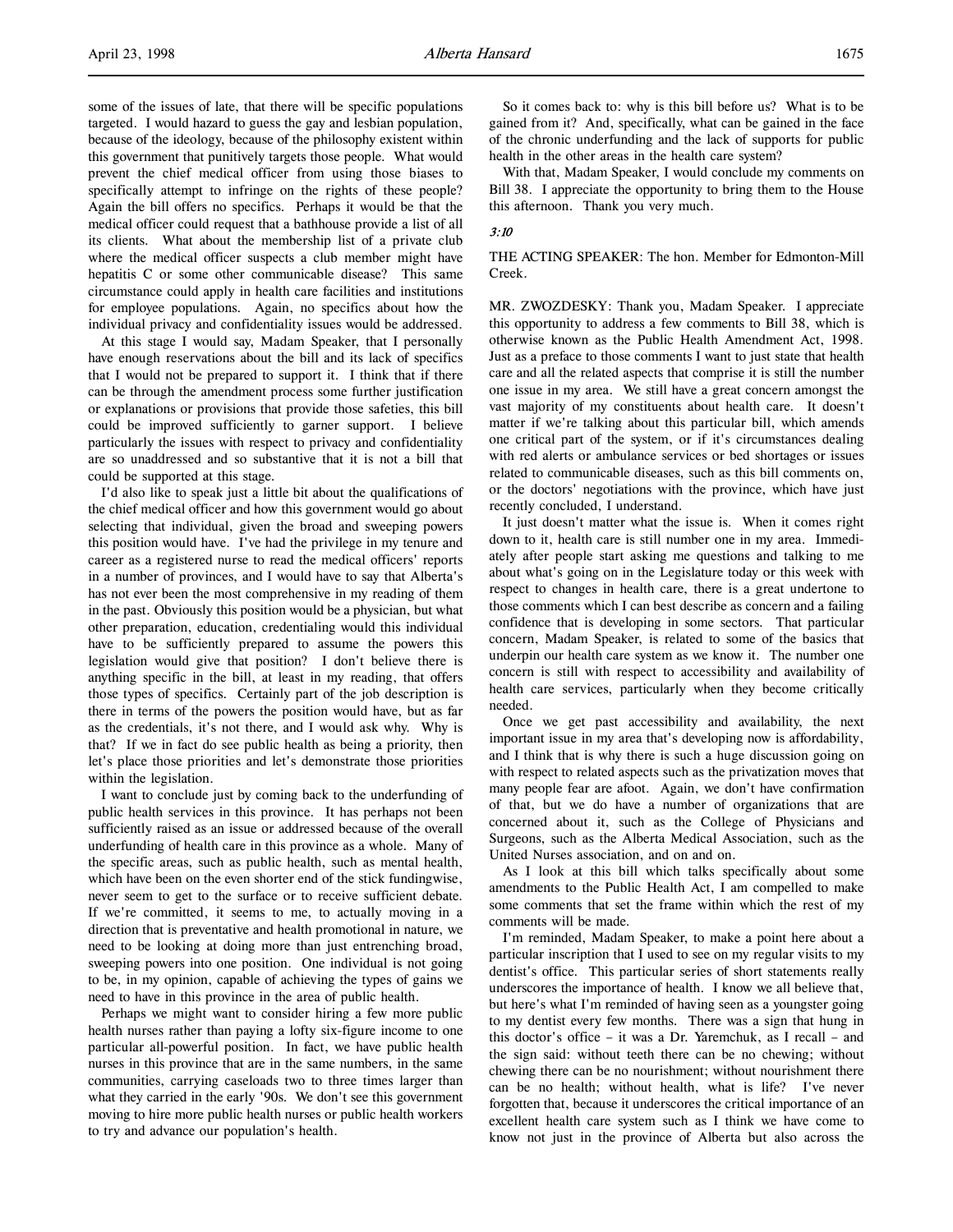some of the issues of late, that there will be specific populations targeted. I would hazard to guess the gay and lesbian population, because of the ideology, because of the philosophy existent within this government that punitively targets those people. What would prevent the chief medical officer from using those biases to specifically attempt to infringe on the rights of these people? Again the bill offers no specifics. Perhaps it would be that the medical officer could request that a bathhouse provide a list of all its clients. What about the membership list of a private club where the medical officer suspects a club member might have hepatitis C or some other communicable disease? This same circumstance could apply in health care facilities and institutions for employee populations. Again, no specifics about how the individual privacy and confidentiality issues would be addressed.

At this stage I would say, Madam Speaker, that I personally have enough reservations about the bill and its lack of specifics that I would not be prepared to support it. I think that if there can be through the amendment process some further justification or explanations or provisions that provide those safeties, this bill could be improved sufficiently to garner support. I believe particularly the issues with respect to privacy and confidentiality are so unaddressed and so substantive that it is not a bill that could be supported at this stage.

I'd also like to speak just a little bit about the qualifications of the chief medical officer and how this government would go about selecting that individual, given the broad and sweeping powers this position would have. I've had the privilege in my tenure and career as a registered nurse to read the medical officers' reports in a number of provinces, and I would have to say that Alberta's has not ever been the most comprehensive in my reading of them in the past. Obviously this position would be a physician, but what other preparation, education, credentialing would this individual have to be sufficiently prepared to assume the powers this legislation would give that position? I don't believe there is anything specific in the bill, at least in my reading, that offers those types of specifics. Certainly part of the job description is there in terms of the powers the position would have, but as far as the credentials, it's not there, and I would ask why. Why is that? If we in fact do see public health as being a priority, then let's place those priorities and let's demonstrate those priorities within the legislation.

I want to conclude just by coming back to the underfunding of public health services in this province. It has perhaps not been sufficiently raised as an issue or addressed because of the overall underfunding of health care in this province as a whole. Many of the specific areas, such as public health, such as mental health, which have been on the even shorter end of the stick fundingwise, never seem to get to the surface or to receive sufficient debate. If we're committed, it seems to me, to actually moving in a direction that is preventative and health promotional in nature, we need to be looking at doing more than just entrenching broad, sweeping powers into one position. One individual is not going to be, in my opinion, capable of achieving the types of gains we need to have in this province in the area of public health.

Perhaps we might want to consider hiring a few more public health nurses rather than paying a lofty six-figure income to one particular all-powerful position. In fact, we have public health nurses in this province that are in the same numbers, in the same communities, carrying caseloads two to three times larger than what they carried in the early '90s. We don't see this government moving to hire more public health nurses or public health workers to try and advance our population's health.

So it comes back to: why is this bill before us? What is to be gained from it? And, specifically, what can be gained in the face of the chronic underfunding and the lack of supports for public health in the other areas in the health care system?

With that, Madam Speaker, I would conclude my comments on Bill 38. I appreciate the opportunity to bring them to the House this afternoon. Thank you very much.

*3:10*

THE ACTING SPEAKER: The hon. Member for Edmonton-Mill Creek.

MR. ZWOZDESKY: Thank you, Madam Speaker. I appreciate this opportunity to address a few comments to Bill 38, which is otherwise known as the Public Health Amendment Act, 1998. Just as a preface to those comments I want to just state that health care and all the related aspects that comprise it is still the number one issue in my area. We still have a great concern amongst the vast majority of my constituents about health care. It doesn't matter if we're talking about this particular bill, which amends one critical part of the system, or if it's circumstances dealing with red alerts or ambulance services or bed shortages or issues related to communicable diseases, such as this bill comments on, or the doctors' negotiations with the province, which have just recently concluded, I understand.

It just doesn't matter what the issue is. When it comes right down to it, health care is still number one in my area. Immediately after people start asking me questions and talking to me about what's going on in the Legislature today or this week with respect to changes in health care, there is a great undertone to those comments which I can best describe as concern and a failing confidence that is developing in some sectors. That particular concern, Madam Speaker, is related to some of the basics that underpin our health care system as we know it. The number one concern is still with respect to accessibility and availability of health care services, particularly when they become critically needed.

Once we get past accessibility and availability, the next important issue in my area that's developing now is affordability, and I think that is why there is such a huge discussion going on with respect to related aspects such as the privatization moves that many people fear are afoot. Again, we don't have confirmation of that, but we do have a number of organizations that are concerned about it, such as the College of Physicians and Surgeons, such as the Alberta Medical Association, such as the United Nurses association, and on and on.

As I look at this bill which talks specifically about some amendments to the Public Health Act, I am compelled to make some comments that set the frame within which the rest of my comments will be made.

I'm reminded, Madam Speaker, to make a point here about a particular inscription that I used to see on my regular visits to my dentist's office. This particular series of short statements really underscores the importance of health. I know we all believe that, but here's what I'm reminded of having seen as a youngster going to my dentist every few months. There was a sign that hung in this doctor's office – it was a Dr. Yaremchuk, as I recall – and the sign said: without teeth there can be no chewing; without chewing there can be no nourishment; without nourishment there can be no health; without health, what is life? I've never forgotten that, because it underscores the critical importance of an excellent health care system such as I think we have come to know not just in the province of Alberta but also across the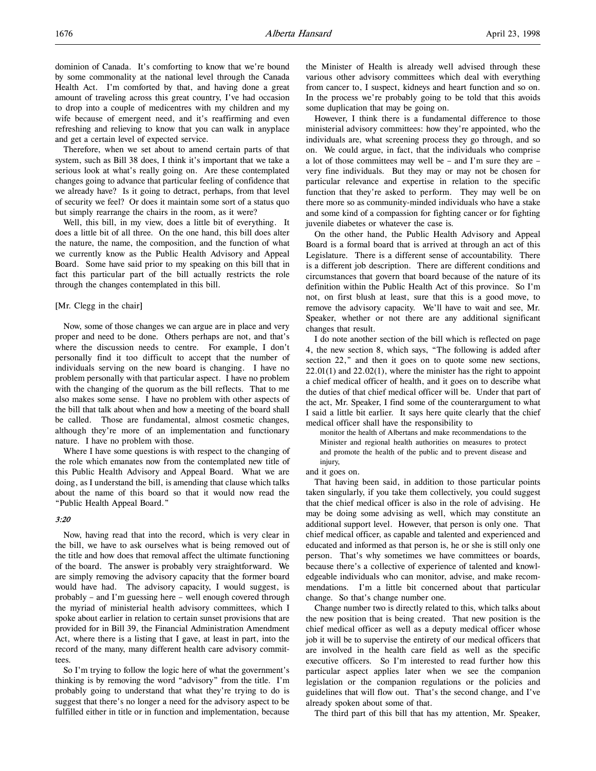dominion of Canada. It's comforting to know that we're bound by some commonality at the national level through the Canada Health Act. I'm comforted by that, and having done a great amount of traveling across this great country, I've had occasion to drop into a couple of medicentres with my children and my wife because of emergent need, and it's reaffirming and even refreshing and relieving to know that you can walk in anyplace and get a certain level of expected service.

Therefore, when we set about to amend certain parts of that system, such as Bill 38 does, I think it's important that we take a serious look at what's really going on. Are these contemplated changes going to advance that particular feeling of confidence that we already have? Is it going to detract, perhaps, from that level of security we feel? Or does it maintain some sort of a status quo but simply rearrange the chairs in the room, as it were?

Well, this bill, in my view, does a little bit of everything. It does a little bit of all three. On the one hand, this bill does alter the nature, the name, the composition, and the function of what we currently know as the Public Health Advisory and Appeal Board. Some have said prior to my speaking on this bill that in fact this particular part of the bill actually restricts the role through the changes contemplated in this bill.

[Mr. Clegg in the chair]

Now, some of those changes we can argue are in place and very proper and need to be done. Others perhaps are not, and that's where the discussion needs to centre. For example, I don't personally find it too difficult to accept that the number of individuals serving on the new board is changing. I have no problem personally with that particular aspect. I have no problem with the changing of the quorum as the bill reflects. That to me also makes some sense. I have no problem with other aspects of the bill that talk about when and how a meeting of the board shall be called. Those are fundamental, almost cosmetic changes, although they're more of an implementation and functionary nature. I have no problem with those.

Where I have some questions is with respect to the changing of the role which emanates now from the contemplated new title of this Public Health Advisory and Appeal Board. What we are doing, as I understand the bill, is amending that clause which talks about the name of this board so that it would now read the "Public Health Appeal Board."

*3:20*

Now, having read that into the record, which is very clear in the bill, we have to ask ourselves what is being removed out of the title and how does that removal affect the ultimate functioning of the board. The answer is probably very straightforward. We are simply removing the advisory capacity that the former board would have had. The advisory capacity, I would suggest, is probably – and I'm guessing here – well enough covered through the myriad of ministerial health advisory committees, which I spoke about earlier in relation to certain sunset provisions that are provided for in Bill 39, the Financial Administration Amendment Act, where there is a listing that I gave, at least in part, into the record of the many, many different health care advisory committees.

So I'm trying to follow the logic here of what the government's thinking is by removing the word "advisory" from the title. I'm probably going to understand that what they're trying to do is suggest that there's no longer a need for the advisory aspect to be fulfilled either in title or in function and implementation, because the Minister of Health is already well advised through these various other advisory committees which deal with everything from cancer to, I suspect, kidneys and heart function and so on. In the process we're probably going to be told that this avoids some duplication that may be going on.

However, I think there is a fundamental difference to those ministerial advisory committees: how they're appointed, who the individuals are, what screening process they go through, and so on. We could argue, in fact, that the individuals who comprise a lot of those committees may well be – and I'm sure they are – very fine individuals. But they may or may not be chosen for particular relevance and expertise in relation to the specific function that they're asked to perform. They may well be on there more so as community-minded individuals who have a stake and some kind of a compassion for fighting cancer or for fighting juvenile diabetes or whatever the case is.

On the other hand, the Public Health Advisory and Appeal Board is a formal board that is arrived at through an act of this Legislature. There is a different sense of accountability. There is a different job description. There are different conditions and circumstances that govern that board because of the nature of its definition within the Public Health Act of this province. So I'm not, on first blush at least, sure that this is a good move, to remove the advisory capacity. We'll have to wait and see, Mr. Speaker, whether or not there are any additional significant changes that result.

I do note another section of the bill which is reflected on page 4, the new section 8, which says, "The following is added after section 22," and then it goes on to quote some new sections, 22.01(1) and 22.02(1), where the minister has the right to appoint a chief medical officer of health, and it goes on to describe what the duties of that chief medical officer will be. Under that part of the act, Mr. Speaker, I find some of the counterargument to what I said a little bit earlier. It says here quite clearly that the chief medical officer shall have the responsibility to

> monitor the health of Albertans and make recommendations to the Minister and regional health authorities on measures to protect and promote the health of the public and to prevent disease and injury,

and it goes on.

That having been said, in addition to those particular points taken singularly, if you take them collectively, you could suggest that the chief medical officer is also in the role of advising. He may be doing some advising as well, which may constitute an additional support level. However, that person is only one. That chief medical officer, as capable and talented and experienced and educated and informed as that person is, he or she is still only one person. That's why sometimes we have committees or boards, because there's a collective of experience of talented and knowledgeable individuals who can monitor, advise, and make recommendations. I'm a little bit concerned about that particular change. So that's change number one.

Change number two is directly related to this, which talks about the new position that is being created. That new position is the chief medical officer as well as a deputy medical officer whose job it will be to supervise the entirety of our medical officers that are involved in the health care field as well as the specific executive officers. So I'm interested to read further how this particular aspect applies later when we see the companion legislation or the companion regulations or the policies and guidelines that will flow out. That's the second change, and I've already spoken about some of that.

The third part of this bill that has my attention, Mr. Speaker,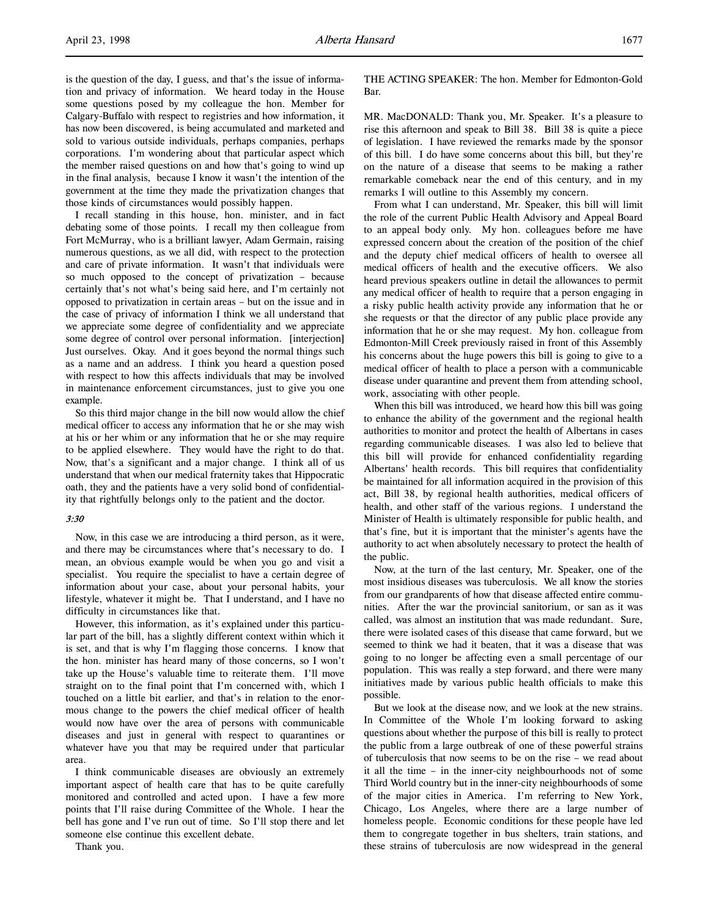is the question of the day, I guess, and that's the issue of information and privacy of information. We heard today in the House some questions posed by my colleague the hon. Member for Calgary-Buffalo with respect to registries and how information, it has now been discovered, is being accumulated and marketed and sold to various outside individuals, perhaps companies, perhaps corporations. I'm wondering about that particular aspect which the member raised questions on and how that's going to wind up in the final analysis, because I know it wasn't the intention of the government at the time they made the privatization changes that those kinds of circumstances would possibly happen.

I recall standing in this house, hon. minister, and in fact debating some of those points. I recall my then colleague from Fort McMurray, who is a brilliant lawyer, Adam Germain, raising numerous questions, as we all did, with respect to the protection and care of private information. It wasn't that individuals were so much opposed to the concept of privatization – because certainly that's not what's being said here, and I'm certainly not opposed to privatization in certain areas – but on the issue and in the case of privacy of information I think we all understand that we appreciate some degree of confidentiality and we appreciate some degree of control over personal information. [interjection] Just ourselves. Okay. And it goes beyond the normal things such as a name and an address. I think you heard a question posed with respect to how this affects individuals that may be involved in maintenance enforcement circumstances, just to give you one example.

So this third major change in the bill now would allow the chief medical officer to access any information that he or she may wish at his or her whim or any information that he or she may require to be applied elsewhere. They would have the right to do that. Now, that's a significant and a major change. I think all of us understand that when our medical fraternity takes that Hippocratic oath, they and the patients have a very solid bond of confidentiality that rightfully belongs only to the patient and the doctor.

*3:30*

Now, in this case we are introducing a third person, as it were, and there may be circumstances where that's necessary to do. I mean, an obvious example would be when you go and visit a specialist. You require the specialist to have a certain degree of information about your case, about your personal habits, your lifestyle, whatever it might be. That I understand, and I have no difficulty in circumstances like that.

However, this information, as it's explained under this particular part of the bill, has a slightly different context within which it is set, and that is why I'm flagging those concerns. I know that the hon. minister has heard many of those concerns, so I won't take up the House's valuable time to reiterate them. I'll move straight on to the final point that I'm concerned with, which I touched on a little bit earlier, and that's in relation to the enormous change to the powers the chief medical officer of health would now have over the area of persons with communicable diseases and just in general with respect to quarantines or whatever have you that may be required under that particular area.

I think communicable diseases are obviously an extremely important aspect of health care that has to be quite carefully monitored and controlled and acted upon. I have a few more points that I'll raise during Committee of the Whole. I hear the bell has gone and I've run out of time. So I'll stop there and let someone else continue this excellent debate.

Thank you.

THE ACTING SPEAKER: The hon. Member for Edmonton-Gold Bar.

MR. MacDONALD: Thank you, Mr. Speaker. It's a pleasure to rise this afternoon and speak to Bill 38. Bill 38 is quite a piece of legislation. I have reviewed the remarks made by the sponsor of this bill. I do have some concerns about this bill, but they're on the nature of a disease that seems to be making a rather remarkable comeback near the end of this century, and in my remarks I will outline to this Assembly my concern.

From what I can understand, Mr. Speaker, this bill will limit the role of the current Public Health Advisory and Appeal Board to an appeal body only. My hon. colleagues before me have expressed concern about the creation of the position of the chief and the deputy chief medical officers of health to oversee all medical officers of health and the executive officers. We also heard previous speakers outline in detail the allowances to permit any medical officer of health to require that a person engaging in a risky public health activity provide any information that he or she requests or that the director of any public place provide any information that he or she may request. My hon. colleague from Edmonton-Mill Creek previously raised in front of this Assembly his concerns about the huge powers this bill is going to give to a medical officer of health to place a person with a communicable disease under quarantine and prevent them from attending school, work, associating with other people.

When this bill was introduced, we heard how this bill was going to enhance the ability of the government and the regional health authorities to monitor and protect the health of Albertans in cases regarding communicable diseases. I was also led to believe that this bill will provide for enhanced confidentiality regarding Albertans' health records. This bill requires that confidentiality be maintained for all information acquired in the provision of this act, Bill 38, by regional health authorities, medical officers of health, and other staff of the various regions. I understand the Minister of Health is ultimately responsible for public health, and that's fine, but it is important that the minister's agents have the authority to act when absolutely necessary to protect the health of the public.

Now, at the turn of the last century, Mr. Speaker, one of the most insidious diseases was tuberculosis. We all know the stories from our grandparents of how that disease affected entire communities. After the war the provincial sanitorium, or san as it was called, was almost an institution that was made redundant. Sure, there were isolated cases of this disease that came forward, but we seemed to think we had it beaten, that it was a disease that was going to no longer be affecting even a small percentage of our population. This was really a step forward, and there were many initiatives made by various public health officials to make this possible.

But we look at the disease now, and we look at the new strains. In Committee of the Whole I'm looking forward to asking questions about whether the purpose of this bill is really to protect the public from a large outbreak of one of these powerful strains of tuberculosis that now seems to be on the rise – we read about it all the time – in the inner-city neighbourhoods not of some Third World country but in the inner-city neighbourhoods of some of the major cities in America. I'm referring to New York, Chicago, Los Angeles, where there are a large number of homeless people. Economic conditions for these people have led them to congregate together in bus shelters, train stations, and these strains of tuberculosis are now widespread in the general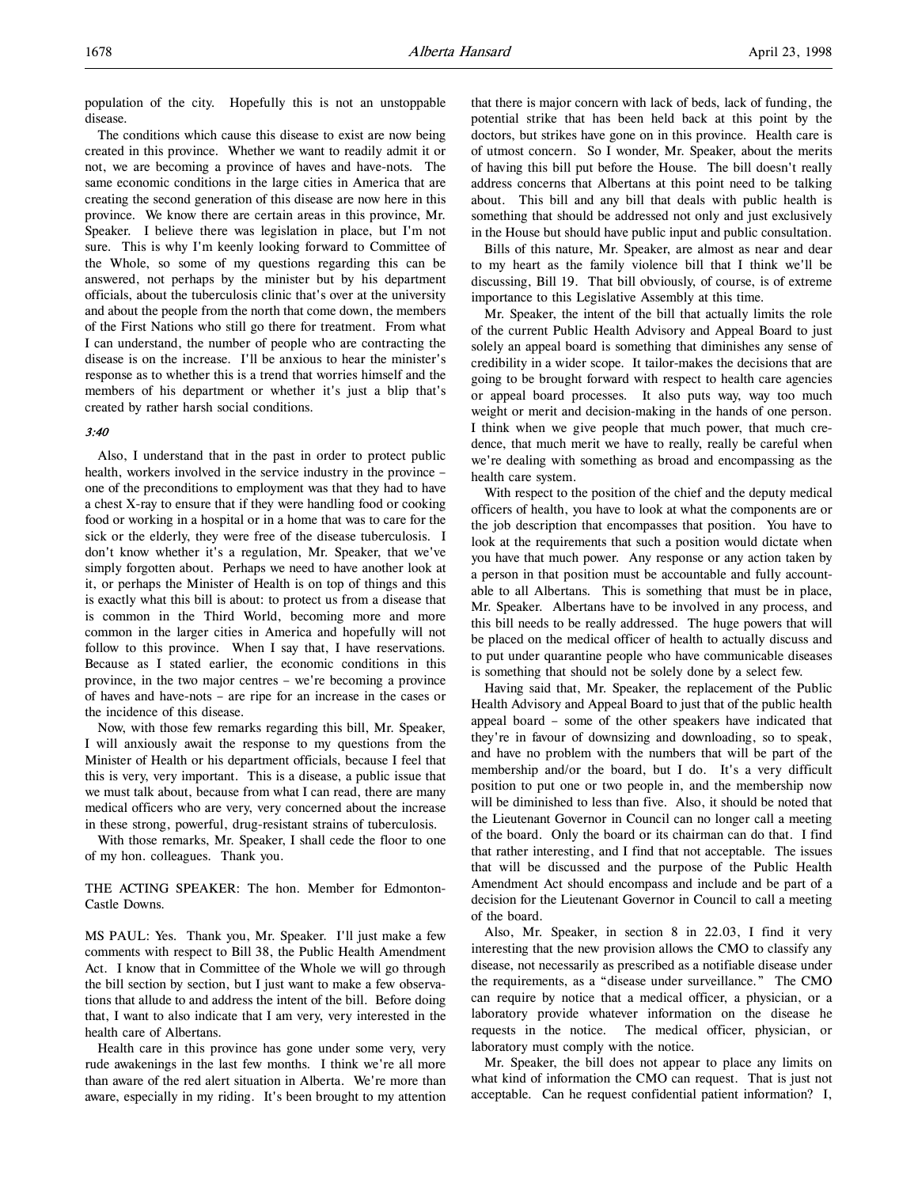population of the city. Hopefully this is not an unstoppable disease.

The conditions which cause this disease to exist are now being created in this province. Whether we want to readily admit it or not, we are becoming a province of haves and have-nots. The same economic conditions in the large cities in America that are creating the second generation of this disease are now here in this province. We know there are certain areas in this province, Mr. Speaker. I believe there was legislation in place, but I'm not sure. This is why I'm keenly looking forward to Committee of the Whole, so some of my questions regarding this can be answered, not perhaps by the minister but by his department officials, about the tuberculosis clinic that's over at the university and about the people from the north that come down, the members of the First Nations who still go there for treatment. From what I can understand, the number of people who are contracting the disease is on the increase. I'll be anxious to hear the minister's response as to whether this is a trend that worries himself and the members of his department or whether it's just a blip that's created by rather harsh social conditions.

*3:40*

Also, I understand that in the past in order to protect public health, workers involved in the service industry in the province – one of the preconditions to employment was that they had to have a chest X-ray to ensure that if they were handling food or cooking food or working in a hospital or in a home that was to care for the sick or the elderly, they were free of the disease tuberculosis. I don't know whether it's a regulation, Mr. Speaker, that we've simply forgotten about. Perhaps we need to have another look at it, or perhaps the Minister of Health is on top of things and this is exactly what this bill is about: to protect us from a disease that is common in the Third World, becoming more and more common in the larger cities in America and hopefully will not follow to this province. When I say that, I have reservations. Because as I stated earlier, the economic conditions in this province, in the two major centres – we're becoming a province of haves and have-nots – are ripe for an increase in the cases or the incidence of this disease.

Now, with those few remarks regarding this bill, Mr. Speaker, I will anxiously await the response to my questions from the Minister of Health or his department officials, because I feel that this is very, very important. This is a disease, a public issue that we must talk about, because from what I can read, there are many medical officers who are very, very concerned about the increase in these strong, powerful, drug-resistant strains of tuberculosis.

With those remarks, Mr. Speaker, I shall cede the floor to one of my hon. colleagues. Thank you.

THE ACTING SPEAKER: The hon. Member for Edmonton-Castle Downs.

MS PAUL: Yes. Thank you, Mr. Speaker. I'll just make a few comments with respect to Bill 38, the Public Health Amendment Act. I know that in Committee of the Whole we will go through the bill section by section, but I just want to make a few observations that allude to and address the intent of the bill. Before doing that, I want to also indicate that I am very, very interested in the health care of Albertans.

Health care in this province has gone under some very, very rude awakenings in the last few months. I think we're all more than aware of the red alert situation in Alberta. We're more than aware, especially in my riding. It's been brought to my attention that there is major concern with lack of beds, lack of funding, the potential strike that has been held back at this point by the doctors, but strikes have gone on in this province. Health care is of utmost concern. So I wonder, Mr. Speaker, about the merits of having this bill put before the House. The bill doesn't really address concerns that Albertans at this point need to be talking about. This bill and any bill that deals with public health is something that should be addressed not only and just exclusively in the House but should have public input and public consultation.

Bills of this nature, Mr. Speaker, are almost as near and dear to my heart as the family violence bill that I think we'll be discussing, Bill 19. That bill obviously, of course, is of extreme importance to this Legislative Assembly at this time.

Mr. Speaker, the intent of the bill that actually limits the role of the current Public Health Advisory and Appeal Board to just solely an appeal board is something that diminishes any sense of credibility in a wider scope. It tailor-makes the decisions that are going to be brought forward with respect to health care agencies or appeal board processes. It also puts way, way too much weight or merit and decision-making in the hands of one person. I think when we give people that much power, that much credence, that much merit we have to really, really be careful when we're dealing with something as broad and encompassing as the health care system.

With respect to the position of the chief and the deputy medical officers of health, you have to look at what the components are or the job description that encompasses that position. You have to look at the requirements that such a position would dictate when you have that much power. Any response or any action taken by a person in that position must be accountable and fully accountable to all Albertans. This is something that must be in place, Mr. Speaker. Albertans have to be involved in any process, and this bill needs to be really addressed. The huge powers that will be placed on the medical officer of health to actually discuss and to put under quarantine people who have communicable diseases is something that should not be solely done by a select few.

Having said that, Mr. Speaker, the replacement of the Public Health Advisory and Appeal Board to just that of the public health appeal board – some of the other speakers have indicated that they're in favour of downsizing and downloading, so to speak, and have no problem with the numbers that will be part of the membership and/or the board, but I do. It's a very difficult position to put one or two people in, and the membership now will be diminished to less than five. Also, it should be noted that the Lieutenant Governor in Council can no longer call a meeting of the board. Only the board or its chairman can do that. I find that rather interesting, and I find that not acceptable. The issues that will be discussed and the purpose of the Public Health Amendment Act should encompass and include and be part of a decision for the Lieutenant Governor in Council to call a meeting of the board.

Also, Mr. Speaker, in section 8 in 22.03, I find it very interesting that the new provision allows the CMO to classify any disease, not necessarily as prescribed as a notifiable disease under the requirements, as a "disease under surveillance." The CMO can require by notice that a medical officer, a physician, or a laboratory provide whatever information on the disease he requests in the notice. The medical officer, physician, or laboratory must comply with the notice.

Mr. Speaker, the bill does not appear to place any limits on what kind of information the CMO can request. That is just not acceptable. Can he request confidential patient information? I,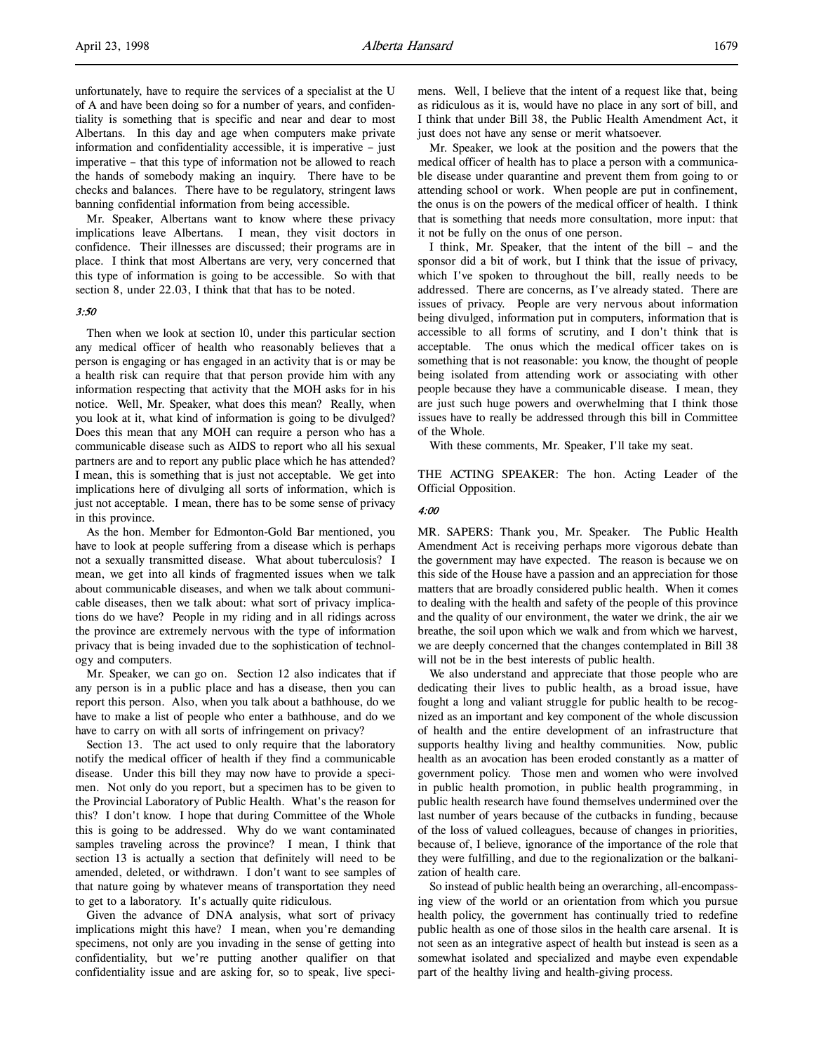unfortunately, have to require the services of a specialist at the U of A and have been doing so for a number of years, and confidentiality is something that is specific and near and dear to most Albertans. In this day and age when computers make private information and confidentiality accessible, it is imperative – just imperative – that this type of information not be allowed to reach the hands of somebody making an inquiry. There have to be checks and balances. There have to be regulatory, stringent laws banning confidential information from being accessible.

Mr. Speaker, Albertans want to know where these privacy implications leave Albertans. I mean, they visit doctors in confidence. Their illnesses are discussed; their programs are in place. I think that most Albertans are very, very concerned that this type of information is going to be accessible. So with that section 8, under 22.03, I think that that has to be noted.

*3:50*

Then when we look at section 10, under this particular section any medical officer of health who reasonably believes that a person is engaging or has engaged in an activity that is or may be a health risk can require that that person provide him with any information respecting that activity that the MOH asks for in his notice. Well, Mr. Speaker, what does this mean? Really, when you look at it, what kind of information is going to be divulged? Does this mean that any MOH can require a person who has a communicable disease such as AIDS to report who all his sexual partners are and to report any public place which he has attended? I mean, this is something that is just not acceptable. We get into implications here of divulging all sorts of information, which is just not acceptable. I mean, there has to be some sense of privacy in this province.

As the hon. Member for Edmonton-Gold Bar mentioned, you have to look at people suffering from a disease which is perhaps not a sexually transmitted disease. What about tuberculosis? I mean, we get into all kinds of fragmented issues when we talk about communicable diseases, and when we talk about communicable diseases, then we talk about: what sort of privacy implications do we have? People in my riding and in all ridings across the province are extremely nervous with the type of information privacy that is being invaded due to the sophistication of technology and computers.

Mr. Speaker, we can go on. Section 12 also indicates that if any person is in a public place and has a disease, then you can report this person. Also, when you talk about a bathhouse, do we have to make a list of people who enter a bathhouse, and do we have to carry on with all sorts of infringement on privacy?

Section 13. The act used to only require that the laboratory notify the medical officer of health if they find a communicable disease. Under this bill they may now have to provide a specimen. Not only do you report, but a specimen has to be given to the Provincial Laboratory of Public Health. What's the reason for this? I don't know. I hope that during Committee of the Whole this is going to be addressed. Why do we want contaminated samples traveling across the province? I mean, I think that section 13 is actually a section that definitely will need to be amended, deleted, or withdrawn. I don't want to see samples of that nature going by whatever means of transportation they need to get to a laboratory. It's actually quite ridiculous.

Given the advance of DNA analysis, what sort of privacy implications might this have? I mean, when you're demanding specimens, not only are you invading in the sense of getting into confidentiality, but we're putting another qualifier on that confidentiality issue and are asking for, so to speak, live specimens. Well, I believe that the intent of a request like that, being as ridiculous as it is, would have no place in any sort of bill, and I think that under Bill 38, the Public Health Amendment Act, it just does not have any sense or merit whatsoever.

Mr. Speaker, we look at the position and the powers that the medical officer of health has to place a person with a communicable disease under quarantine and prevent them from going to or attending school or work. When people are put in confinement, the onus is on the powers of the medical officer of health. I think that is something that needs more consultation, more input: that it not be fully on the onus of one person.

I think, Mr. Speaker, that the intent of the bill – and the sponsor did a bit of work, but I think that the issue of privacy, which I've spoken to throughout the bill, really needs to be addressed. There are concerns, as I've already stated. There are issues of privacy. People are very nervous about information being divulged, information put in computers, information that is accessible to all forms of scrutiny, and I don't think that is acceptable. The onus which the medical officer takes on is something that is not reasonable: you know, the thought of people being isolated from attending work or associating with other people because they have a communicable disease. I mean, they are just such huge powers and overwhelming that I think those issues have to really be addressed through this bill in Committee of the Whole.

With these comments, Mr. Speaker, I'll take my seat.

THE ACTING SPEAKER: The hon. Acting Leader of the Official Opposition.

*4:00*

MR. SAPERS: Thank you, Mr. Speaker. The Public Health Amendment Act is receiving perhaps more vigorous debate than the government may have expected. The reason is because we on this side of the House have a passion and an appreciation for those matters that are broadly considered public health. When it comes to dealing with the health and safety of the people of this province and the quality of our environment, the water we drink, the air we breathe, the soil upon which we walk and from which we harvest, we are deeply concerned that the changes contemplated in Bill 38 will not be in the best interests of public health.

We also understand and appreciate that those people who are dedicating their lives to public health, as a broad issue, have fought a long and valiant struggle for public health to be recognized as an important and key component of the whole discussion of health and the entire development of an infrastructure that supports healthy living and healthy communities. Now, public health as an avocation has been eroded constantly as a matter of government policy. Those men and women who were involved in public health promotion, in public health programming, in public health research have found themselves undermined over the last number of years because of the cutbacks in funding, because of the loss of valued colleagues, because of changes in priorities, because of, I believe, ignorance of the importance of the role that they were fulfilling, and due to the regionalization or the balkanization of health care.

So instead of public health being an overarching, all-encompassing view of the world or an orientation from which you pursue health policy, the government has continually tried to redefine public health as one of those silos in the health care arsenal. It is not seen as an integrative aspect of health but instead is seen as a somewhat isolated and specialized and maybe even expendable part of the healthy living and health-giving process.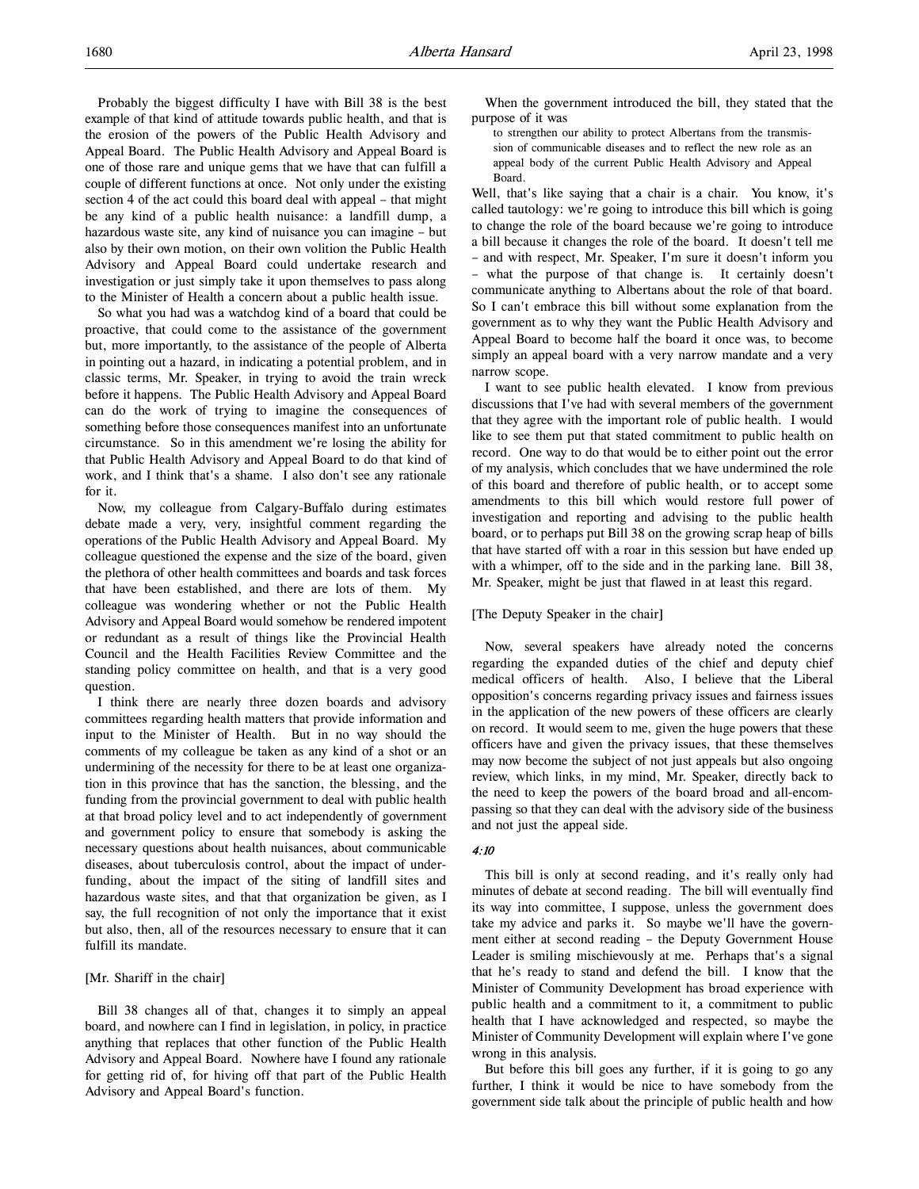Probably the biggest difficulty I have with Bill 38 is the best example of that kind of attitude towards public health, and that is the erosion of the powers of the Public Health Advisory and Appeal Board. The Public Health Advisory and Appeal Board is one of those rare and unique gems that we have that can fulfill a couple of different functions at once. Not only under the existing section 4 of the act could this board deal with appeal – that might be any kind of a public health nuisance: a landfill dump, a hazardous waste site, any kind of nuisance you can imagine – but also by their own motion, on their own volition the Public Health Advisory and Appeal Board could undertake research and investigation or just simply take it upon themselves to pass along to the Minister of Health a concern about a public health issue.

So what you had was a watchdog kind of a board that could be proactive, that could come to the assistance of the government but, more importantly, to the assistance of the people of Alberta in pointing out a hazard, in indicating a potential problem, and in classic terms, Mr. Speaker, in trying to avoid the train wreck before it happens. The Public Health Advisory and Appeal Board can do the work of trying to imagine the consequences of something before those consequences manifest into an unfortunate circumstance. So in this amendment we're losing the ability for that Public Health Advisory and Appeal Board to do that kind of work, and I think that's a shame. I also don't see any rationale for it.

Now, my colleague from Calgary-Buffalo during estimates debate made a very, very, insightful comment regarding the operations of the Public Health Advisory and Appeal Board. My colleague questioned the expense and the size of the board, given the plethora of other health committees and boards and task forces that have been established, and there are lots of them. My colleague was wondering whether or not the Public Health Advisory and Appeal Board would somehow be rendered impotent or redundant as a result of things like the Provincial Health Council and the Health Facilities Review Committee and the standing policy committee on health, and that is a very good question.

I think there are nearly three dozen boards and advisory committees regarding health matters that provide information and input to the Minister of Health. But in no way should the comments of my colleague be taken as any kind of a shot or an undermining of the necessity for there to be at least one organization in this province that has the sanction, the blessing, and the funding from the provincial government to deal with public health at that broad policy level and to act independently of government and government policy to ensure that somebody is asking the necessary questions about health nuisances, about communicable diseases, about tuberculosis control, about the impact of underfunding, about the impact of the siting of landfill sites and hazardous waste sites, and that that organization be given, as I say, the full recognition of not only the importance that it exist but also, then, all of the resources necessary to ensure that it can fulfill its mandate.

[Mr. Shariff in the chair]

Bill 38 changes all of that, changes it to simply an appeal board, and nowhere can I find in legislation, in policy, in practice anything that replaces that other function of the Public Health Advisory and Appeal Board. Nowhere have I found any rationale for getting rid of, for hiving off that part of the Public Health Advisory and Appeal Board's function.

When the government introduced the bill, they stated that the purpose of it was

> to strengthen our ability to protect Albertans from the transmission of communicable diseases and to reflect the new role as an appeal body of the current Public Health Advisory and Appeal Board.

Well, that's like saying that a chair is a chair. You know, it's called tautology: we're going to introduce this bill which is going to change the role of the board because we're going to introduce a bill because it changes the role of the board. It doesn't tell me – and with respect, Mr. Speaker, I'm sure it doesn't inform you – what the purpose of that change is. It certainly doesn't communicate anything to Albertans about the role of that board. So I can't embrace this bill without some explanation from the government as to why they want the Public Health Advisory and Appeal Board to become half the board it once was, to become simply an appeal board with a very narrow mandate and a very narrow scope.

I want to see public health elevated. I know from previous discussions that I've had with several members of the government that they agree with the important role of public health. I would like to see them put that stated commitment to public health on record. One way to do that would be to either point out the error of my analysis, which concludes that we have undermined the role of this board and therefore of public health, or to accept some amendments to this bill which would restore full power of investigation and reporting and advising to the public health board, or to perhaps put Bill 38 on the growing scrap heap of bills that have started off with a roar in this session but have ended up with a whimper, off to the side and in the parking lane. Bill 38, Mr. Speaker, might be just that flawed in at least this regard.

[The Deputy Speaker in the chair]

Now, several speakers have already noted the concerns regarding the expanded duties of the chief and deputy chief medical officers of health. Also, I believe that the Liberal opposition's concerns regarding privacy issues and fairness issues in the application of the new powers of these officers are clearly on record. It would seem to me, given the huge powers that these officers have and given the privacy issues, that these themselves may now become the subject of not just appeals but also ongoing review, which links, in my mind, Mr. Speaker, directly back to the need to keep the powers of the board broad and all-encompassing so that they can deal with the advisory side of the business and not just the appeal side.

*4:10*

This bill is only at second reading, and it's really only had minutes of debate at second reading. The bill will eventually find its way into committee, I suppose, unless the government does take my advice and parks it. So maybe we'll have the government either at second reading – the Deputy Government House Leader is smiling mischievously at me. Perhaps that's a signal that he's ready to stand and defend the bill. I know that the Minister of Community Development has broad experience with public health and a commitment to it, a commitment to public health that I have acknowledged and respected, so maybe the Minister of Community Development will explain where I've gone wrong in this analysis.

But before this bill goes any further, if it is going to go any further, I think it would be nice to have somebody from the government side talk about the principle of public health and how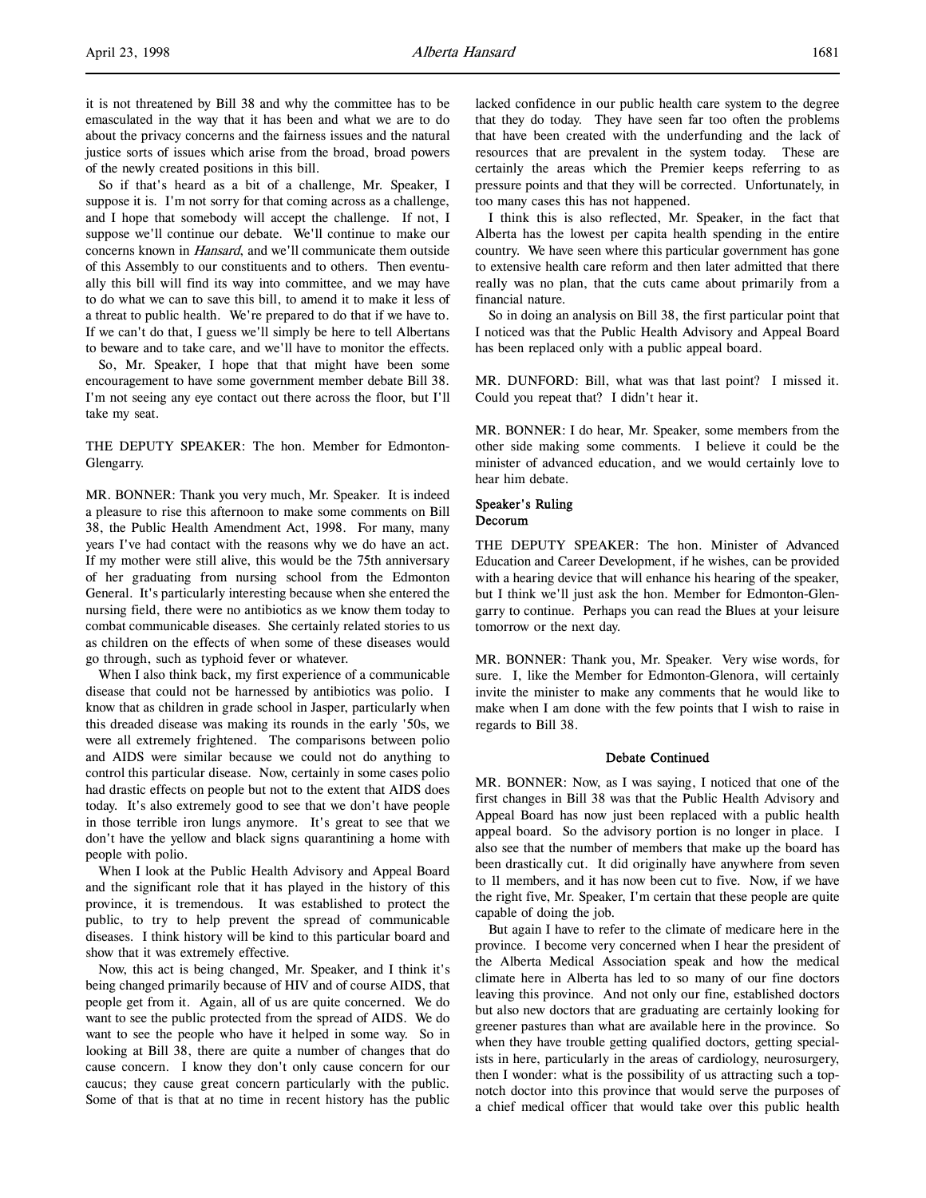it is not threatened by Bill 38 and why the committee has to be emasculated in the way that it has been and what we are to do about the privacy concerns and the fairness issues and the natural justice sorts of issues which arise from the broad, broad powers of the newly created positions in this bill.

So if that's heard as a bit of a challenge, Mr. Speaker, I suppose it is. I'm not sorry for that coming across as a challenge, and I hope that somebody will accept the challenge. If not, I suppose we'll continue our debate. We'll continue to make our concerns known in *Hansard*, and we'll communicate them outside of this Assembly to our constituents and to others. Then eventually this bill will find its way into committee, and we may have to do what we can to save this bill, to amend it to make it less of a threat to public health. We're prepared to do that if we have to. If we can't do that, I guess we'll simply be here to tell Albertans to beware and to take care, and we'll have to monitor the effects.

So, Mr. Speaker, I hope that that might have been some encouragement to have some government member debate Bill 38. I'm not seeing any eye contact out there across the floor, but I'll take my seat.

THE DEPUTY SPEAKER: The hon. Member for Edmonton-Glengarry.

MR. BONNER: Thank you very much, Mr. Speaker. It is indeed a pleasure to rise this afternoon to make some comments on Bill 38, the Public Health Amendment Act, 1998. For many, many years I've had contact with the reasons why we do have an act. If my mother were still alive, this would be the 75th anniversary of her graduating from nursing school from the Edmonton General. It's particularly interesting because when she entered the nursing field, there were no antibiotics as we know them today to combat communicable diseases. She certainly related stories to us as children on the effects of when some of these diseases would go through, such as typhoid fever or whatever.

When I also think back, my first experience of a communicable disease that could not be harnessed by antibiotics was polio. I know that as children in grade school in Jasper, particularly when this dreaded disease was making its rounds in the early '50s, we were all extremely frightened. The comparisons between polio and AIDS were similar because we could not do anything to control this particular disease. Now, certainly in some cases polio had drastic effects on people but not to the extent that AIDS does today. It's also extremely good to see that we don't have people in those terrible iron lungs anymore. It's great to see that we don't have the yellow and black signs quarantining a home with people with polio.

When I look at the Public Health Advisory and Appeal Board and the significant role that it has played in the history of this province, it is tremendous. It was established to protect the public, to try to help prevent the spread of communicable diseases. I think history will be kind to this particular board and show that it was extremely effective.

Now, this act is being changed, Mr. Speaker, and I think it's being changed primarily because of HIV and of course AIDS, that people get from it. Again, all of us are quite concerned. We do want to see the public protected from the spread of AIDS. We do want to see the people who have it helped in some way. So in looking at Bill 38, there are quite a number of changes that do cause concern. I know they don't only cause concern for our caucus; they cause great concern particularly with the public. Some of that is that at no time in recent history has the public lacked confidence in our public health care system to the degree that they do today. They have seen far too often the problems that have been created with the underfunding and the lack of resources that are prevalent in the system today. These are certainly the areas which the Premier keeps referring to as pressure points and that they will be corrected. Unfortunately, in too many cases this has not happened.

I think this is also reflected, Mr. Speaker, in the fact that Alberta has the lowest per capita health spending in the entire country. We have seen where this particular government has gone to extensive health care reform and then later admitted that there really was no plan, that the cuts came about primarily from a financial nature.

So in doing an analysis on Bill 38, the first particular point that I noticed was that the Public Health Advisory and Appeal Board has been replaced only with a public appeal board.

MR. DUNFORD: Bill, what was that last point? I missed it. Could you repeat that? I didn't hear it.

MR. BONNER: I do hear, Mr. Speaker, some members from the other side making some comments. I believe it could be the minister of advanced education, and we would certainly love to hear him debate.

### Speaker's Ruling
### Decorum

THE DEPUTY SPEAKER: The hon. Minister of Advanced Education and Career Development, if he wishes, can be provided with a hearing device that will enhance his hearing of the speaker, but I think we'll just ask the hon. Member for Edmonton-Glengarry to continue. Perhaps you can read the Blues at your leisure tomorrow or the next day.

MR. BONNER: Thank you, Mr. Speaker. Very wise words, for sure. I, like the Member for Edmonton-Glenora, will certainly invite the minister to make any comments that he would like to make when I am done with the few points that I wish to raise in regards to Bill 38.

### Debate Continued

MR. BONNER: Now, as I was saying, I noticed that one of the first changes in Bill 38 was that the Public Health Advisory and Appeal Board has now just been replaced with a public health appeal board. So the advisory portion is no longer in place. I also see that the number of members that make up the board has been drastically cut. It did originally have anywhere from seven to 11 members, and it has now been cut to five. Now, if we have the right five, Mr. Speaker, I'm certain that these people are quite capable of doing the job.

But again I have to refer to the climate of medicare here in the province. I become very concerned when I hear the president of the Alberta Medical Association speak and how the medical climate here in Alberta has led to so many of our fine doctors leaving this province. And not only our fine, established doctors but also new doctors that are graduating are certainly looking for greener pastures than what are available here in the province. So when they have trouble getting qualified doctors, getting specialists in here, particularly in the areas of cardiology, neurosurgery, then I wonder: what is the possibility of us attracting such a top-notch doctor into this province that would serve the purposes of a chief medical officer that would take over this public health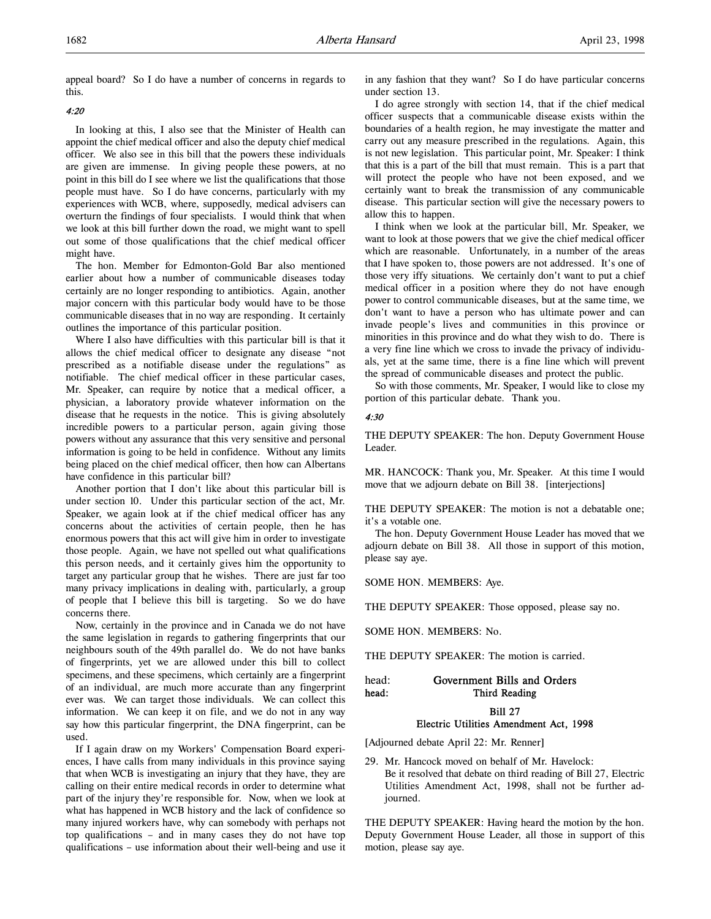appeal board? So I do have a number of concerns in regards to this.

*4:20*

In looking at this, I also see that the Minister of Health can appoint the chief medical officer and also the deputy chief medical officer. We also see in this bill that the powers these individuals are given are immense. In giving people these powers, at no point in this bill do I see where we list the qualifications that those people must have. So I do have concerns, particularly with my experiences with WCB, where, supposedly, medical advisers can overturn the findings of four specialists. I would think that when we look at this bill further down the road, we might want to spell out some of those qualifications that the chief medical officer might have.

The hon. Member for Edmonton-Gold Bar also mentioned earlier about how a number of communicable diseases today certainly are no longer responding to antibiotics. Again, another major concern with this particular body would have to be those communicable diseases that in no way are responding. It certainly outlines the importance of this particular position.

Where I also have difficulties with this particular bill is that it allows the chief medical officer to designate any disease "not prescribed as a notifiable disease under the regulations" as notifiable. The chief medical officer in these particular cases, Mr. Speaker, can require by notice that a medical officer, a physician, a laboratory provide whatever information on the disease that he requests in the notice. This is giving absolutely incredible powers to a particular person, again giving those powers without any assurance that this very sensitive and personal information is going to be held in confidence. Without any limits being placed on the chief medical officer, then how can Albertans have confidence in this particular bill?

Another portion that I don't like about this particular bill is under section 10. Under this particular section of the act, Mr. Speaker, we again look at if the chief medical officer has any concerns about the activities of certain people, then he has enormous powers that this act will give him in order to investigate those people. Again, we have not spelled out what qualifications this person needs, and it certainly gives him the opportunity to target any particular group that he wishes. There are just far too many privacy implications in dealing with, particularly, a group of people that I believe this bill is targeting. So we do have concerns there.

Now, certainly in the province and in Canada we do not have the same legislation in regards to gathering fingerprints that our neighbours south of the 49th parallel do. We do not have banks of fingerprints, yet we are allowed under this bill to collect specimens, and these specimens, which certainly are a fingerprint of an individual, are much more accurate than any fingerprint ever was. We can target those individuals. We can collect this information. We can keep it on file, and we do not in any way say how this particular fingerprint, the DNA fingerprint, can be used.

If I again draw on my Workers' Compensation Board experiences, I have calls from many individuals in this province saying that when WCB is investigating an injury that they have, they are calling on their entire medical records in order to determine what part of the injury they're responsible for. Now, when we look at what has happened in WCB history and the lack of confidence so many injured workers have, why can somebody with perhaps not top qualifications – and in many cases they do not have top qualifications – use information about their well-being and use it in any fashion that they want? So I do have particular concerns under section 13.

I do agree strongly with section 14, that if the chief medical officer suspects that a communicable disease exists within the boundaries of a health region, he may investigate the matter and carry out any measure prescribed in the regulations. Again, this is not new legislation. This particular point, Mr. Speaker: I think that this is a part of the bill that must remain. This is a part that will protect the people who have not been exposed, and we certainly want to break the transmission of any communicable disease. This particular section will give the necessary powers to allow this to happen.

I think when we look at the particular bill, Mr. Speaker, we want to look at those powers that we give the chief medical officer which are reasonable. Unfortunately, in a number of the areas that I have spoken to, those powers are not addressed. It's one of those very iffy situations. We certainly don't want to put a chief medical officer in a position where they do not have enough power to control communicable diseases, but at the same time, we don't want to have a person who has ultimate power and can invade people's lives and communities in this province or minorities in this province and do what they wish to do. There is a very fine line which we cross to invade the privacy of individuals, yet at the same time, there is a fine line which will prevent the spread of communicable diseases and protect the public.

So with those comments, Mr. Speaker, I would like to close my portion of this particular debate. Thank you.

*4:30*

THE DEPUTY SPEAKER: The hon. Deputy Government House Leader.

MR. HANCOCK: Thank you, Mr. Speaker. At this time I would move that we adjourn debate on Bill 38. [interjections]

THE DEPUTY SPEAKER: The motion is not a debatable one; it's a votable one.

The hon. Deputy Government House Leader has moved that we adjourn debate on Bill 38. All those in support of this motion, please say aye.

SOME HON. MEMBERS: Aye.

THE DEPUTY SPEAKER: Those opposed, please say no.

SOME HON. MEMBERS: No.

THE DEPUTY SPEAKER: The motion is carried.

head: **Government Bills and Orders**
head: **Third Reading**

**Bill 27**
**Electric Utilities Amendment Act, 1998**

[Adjourned debate April 22: Mr. Renner]

29. Mr. Hancock moved on behalf of Mr. Havelock:
Be it resolved that debate on third reading of Bill 27, Electric Utilities Amendment Act, 1998, shall not be further adjourned.

THE DEPUTY SPEAKER: Having heard the motion by the hon. Deputy Government House Leader, all those in support of this motion, please say aye.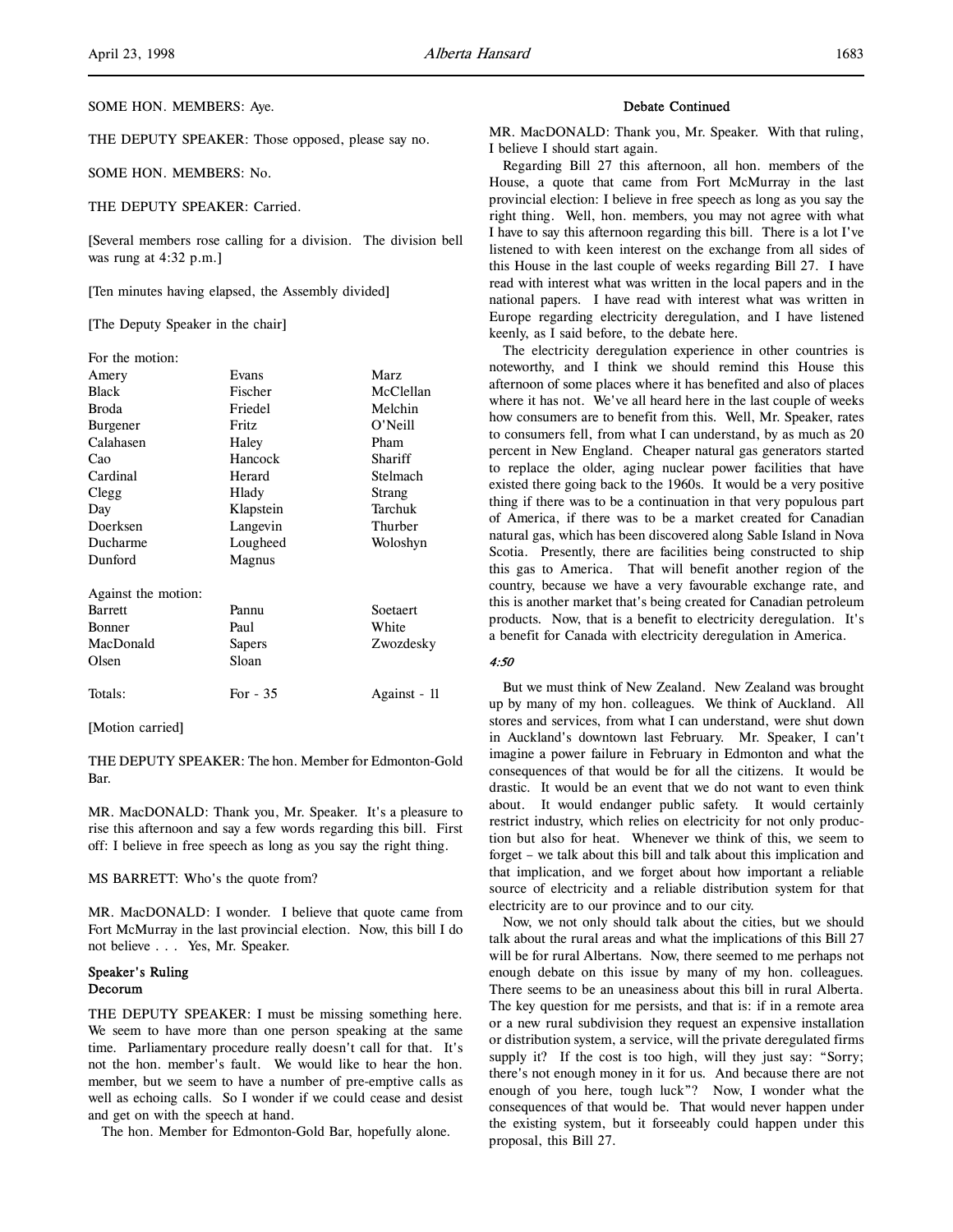SOME HON. MEMBERS: Aye.

THE DEPUTY SPEAKER: Those opposed, please say no.

SOME HON. MEMBERS: No.

THE DEPUTY SPEAKER: Carried.

[Several members rose calling for a division. The division bell was rung at 4:32 p.m.]

[Ten minutes having elapsed, the Assembly divided]

[The Deputy Speaker in the chair]

For the motion:

| | | |
|---|---|---|
| Amery | Evans | Marz |
| Black | Fischer | McClellan |
| Broda | Friedel | Melchin |
| Burgener | Fritz | O'Neill |
| Calahasen | Haley | Pham |
| Cao | Hancock | Shariff |
| Cardinal | Herard | Stelmach |
| Clegg | Hlady | Strang |
| Day | Klapstein | Tarchuk |
| Doerksen | Langevin | Thurber |
| Ducharme | Lougheed | Woloshyn |
| Dunford | Magnus | |

Against the motion:

| | | |
|---|---|---|
| Barrett | Pannu | Soetaert |
| Bonner | Paul | White |
| MacDonald | Sapers | Zwozdesky |
| Olsen | Sloan | |

| | | |
|---|---|---|
| Totals: | For - 35 | Against - 11 |

[Motion carried]

THE DEPUTY SPEAKER: The hon. Member for Edmonton-Gold Bar.

MR. MacDONALD: Thank you, Mr. Speaker. It's a pleasure to rise this afternoon and say a few words regarding this bill. First off: I believe in free speech as long as you say the right thing.

MS BARRETT: Who's the quote from?

MR. MacDONALD: I wonder. I believe that quote came from Fort McMurray in the last provincial election. Now, this bill I do not believe . . . Yes, Mr. Speaker.

### Speaker's Ruling
### Decorum

THE DEPUTY SPEAKER: I must be missing something here. We seem to have more than one person speaking at the same time. Parliamentary procedure really doesn't call for that. It's not the hon. member's fault. We would like to hear the hon. member, but we seem to have a number of pre-emptive calls as well as echoing calls. So I wonder if we could cease and desist and get on with the speech at hand.

The hon. Member for Edmonton-Gold Bar, hopefully alone.

### Debate Continued

MR. MacDONALD: Thank you, Mr. Speaker. With that ruling, I believe I should start again.

Regarding Bill 27 this afternoon, all hon. members of the House, a quote that came from Fort McMurray in the last provincial election: I believe in free speech as long as you say the right thing. Well, hon. members, you may not agree with what I have to say this afternoon regarding this bill. There is a lot I've listened to with keen interest on the exchange from all sides of this House in the last couple of weeks regarding Bill 27. I have read with interest what was written in the local papers and in the national papers. I have read with interest what was written in Europe regarding electricity deregulation, and I have listened keenly, as I said before, to the debate here.

The electricity deregulation experience in other countries is noteworthy, and I think we should remind this House this afternoon of some places where it has benefited and also of places where it has not. We've all heard here in the last couple of weeks how consumers are to benefit from this. Well, Mr. Speaker, rates to consumers fell, from what I can understand, by as much as 20 percent in New England. Cheaper natural gas generators started to replace the older, aging nuclear power facilities that have existed there going back to the 1960s. It would be a very positive thing if there was to be a continuation in that very populous part of America, if there was to be a market created for Canadian natural gas, which has been discovered along Sable Island in Nova Scotia. Presently, there are facilities being constructed to ship this gas to America. That will benefit another region of the country, because we have a very favourable exchange rate, and this is another market that's being created for Canadian petroleum products. Now, that is a benefit to electricity deregulation. It's a benefit for Canada with electricity deregulation in America.

*4:50*

But we must think of New Zealand. New Zealand was brought up by many of my hon. colleagues. We think of Auckland. All stores and services, from what I can understand, were shut down in Auckland's downtown last February. Mr. Speaker, I can't imagine a power failure in February in Edmonton and what the consequences of that would be for all the citizens. It would be drastic. It would be an event that we do not want to even think about. It would endanger public safety. It would certainly restrict industry, which relies on electricity for not only production but also for heat. Whenever we think of this, we seem to forget – we talk about this bill and talk about this implication and that implication, and we forget about how important a reliable source of electricity and a reliable distribution system for that electricity are to our province and to our city.

Now, we not only should talk about the cities, but we should talk about the rural areas and what the implications of this Bill 27 will be for rural Albertans. Now, there seemed to me perhaps not enough debate on this issue by many of my hon. colleagues. There seems to be an uneasiness about this bill in rural Alberta. The key question for me persists, and that is: if in a remote area or a new rural subdivision they request an expensive installation or distribution system, a service, will the private deregulated firms supply it? If the cost is too high, will they just say: "Sorry; there's not enough money in it for us. And because there are not enough of you here, tough luck"? Now, I wonder what the consequences of that would be. That would never happen under the existing system, but it forseeably could happen under this proposal, this Bill 27.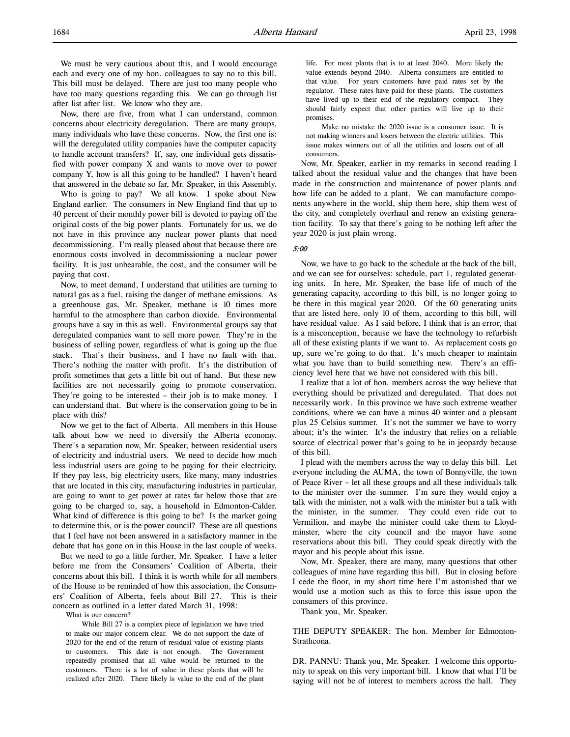We must be very cautious about this, and I would encourage each and every one of my hon. colleagues to say no to this bill. This bill must be delayed. There are just too many people who have too many questions regarding this. We can go through list after list after list. We know who they are.

Now, there are five, from what I can understand, common concerns about electricity deregulation. There are many groups, many individuals who have these concerns. Now, the first one is: will the deregulated utility companies have the computer capacity to handle account transfers? If, say, one individual gets dissatisfied with power company X and wants to move over to power company Y, how is all this going to be handled? I haven't heard that answered in the debate so far, Mr. Speaker, in this Assembly.

Who is going to pay? We all know. I spoke about New England earlier. The consumers in New England find that up to 40 percent of their monthly power bill is devoted to paying off the original costs of the big power plants. Fortunately for us, we do not have in this province any nuclear power plants that need decommissioning. I'm really pleased about that because there are enormous costs involved in decommissioning a nuclear power facility. It is just unbearable, the cost, and the consumer will be paying that cost.

Now, to meet demand, I understand that utilities are turning to natural gas as a fuel, raising the danger of methane emissions. As a greenhouse gas, Mr. Speaker, methane is 10 times more harmful to the atmosphere than carbon dioxide. Environmental groups have a say in this as well. Environmental groups say that deregulated companies want to sell more power. They're in the business of selling power, regardless of what is going up the flue stack. That's their business, and I have no fault with that. There's nothing the matter with profit. It's the distribution of profit sometimes that gets a little bit out of hand. But these new facilities are not necessarily going to promote conservation. They're going to be interested – their job is to make money. I can understand that. But where is the conservation going to be in place with this?

Now we get to the fact of Alberta. All members in this House talk about how we need to diversify the Alberta economy. There's a separation now, Mr. Speaker, between residential users of electricity and industrial users. We need to decide how much less industrial users are going to be paying for their electricity. If they pay less, big electricity users, like many, many industries that are located in this city, manufacturing industries in particular, are going to want to get power at rates far below those that are going to be charged to, say, a household in Edmonton-Calder. What kind of difference is this going to be? Is the market going to determine this, or is the power council? These are all questions that I feel have not been answered in a satisfactory manner in the debate that has gone on in this House in the last couple of weeks.

But we need to go a little further, Mr. Speaker. I have a letter before me from the Consumers' Coalition of Alberta, their concerns about this bill. I think it is worth while for all members of the House to be reminded of how this association, the Consumers' Coalition of Alberta, feels about Bill 27. This is their concern as outlined in a letter dated March 31, 1998:

> What is our concern?
>
> While Bill 27 is a complex piece of legislation we have tried to make our major concern clear. We do not support the date of 2020 for the end of the return of residual value of existing plants to customers. This date is not enough. The Government repeatedly promised that all value would be returned to the customers. There is a lot of value in these plants that will be realized after 2020. There likely is value to the end of the plant life. For most plants that is to at least 2040. More likely the value extends beyond 2040. Alberta consumers are entitled to that value. For years customers have paid rates set by the regulator. These rates have paid for these plants. The customers have lived up to their end of the regulatory compact. They should fairly expect that other parties will live up to their promises.
>
> Make no mistake the 2020 issue is a consumer issue. It is not making winners and losers between the electric utilities. This issue makes winners out of all the utilities and losers out of all consumers.

Now, Mr. Speaker, earlier in my remarks in second reading I talked about the residual value and the changes that have been made in the construction and maintenance of power plants and how life can be added to a plant. We can manufacture components anywhere in the world, ship them here, ship them west of the city, and completely overhaul and renew an existing generation facility. To say that there's going to be nothing left after the year 2020 is just plain wrong.

*5:00*

Now, we have to go back to the schedule at the back of the bill, and we can see for ourselves: schedule, part 1, regulated generating units. In here, Mr. Speaker, the base life of much of the generating capacity, according to this bill, is no longer going to be there in this magical year 2020. Of the 60 generating units that are listed here, only 10 of them, according to this bill, will have residual value. As I said before, I think that is an error, that is a misconception, because we have the technology to refurbish all of these existing plants if we want to. As replacement costs go up, sure we're going to do that. It's much cheaper to maintain what you have than to build something new. There's an efficiency level here that we have not considered with this bill.

I realize that a lot of hon. members across the way believe that everything should be privatized and deregulated. That does not necessarily work. In this province we have such extreme weather conditions, where we can have a minus 40 winter and a pleasant plus 25 Celsius summer. It's not the summer we have to worry about; it's the winter. It's the industry that relies on a reliable source of electrical power that's going to be in jeopardy because of this bill.

I plead with the members across the way to delay this bill. Let everyone including the AUMA, the town of Bonnyville, the town of Peace River – let all these groups and all these individuals talk to the minister over the summer. I'm sure they would enjoy a talk with the minister, not a walk with the minister but a talk with the minister, in the summer. They could even ride out to Vermilion, and maybe the minister could take them to Lloydminster, where the city council and the mayor have some reservations about this bill. They could speak directly with the mayor and his people about this issue.

Now, Mr. Speaker, there are many, many questions that other colleagues of mine have regarding this bill. But in closing before I cede the floor, in my short time here I'm astonished that we would use a motion such as this to force this issue upon the consumers of this province.

Thank you, Mr. Speaker.

THE DEPUTY SPEAKER: The hon. Member for Edmonton-Strathcona.

DR. PANNU: Thank you, Mr. Speaker. I welcome this opportunity to speak on this very important bill. I know that what I'll be saying will not be of interest to members across the hall. They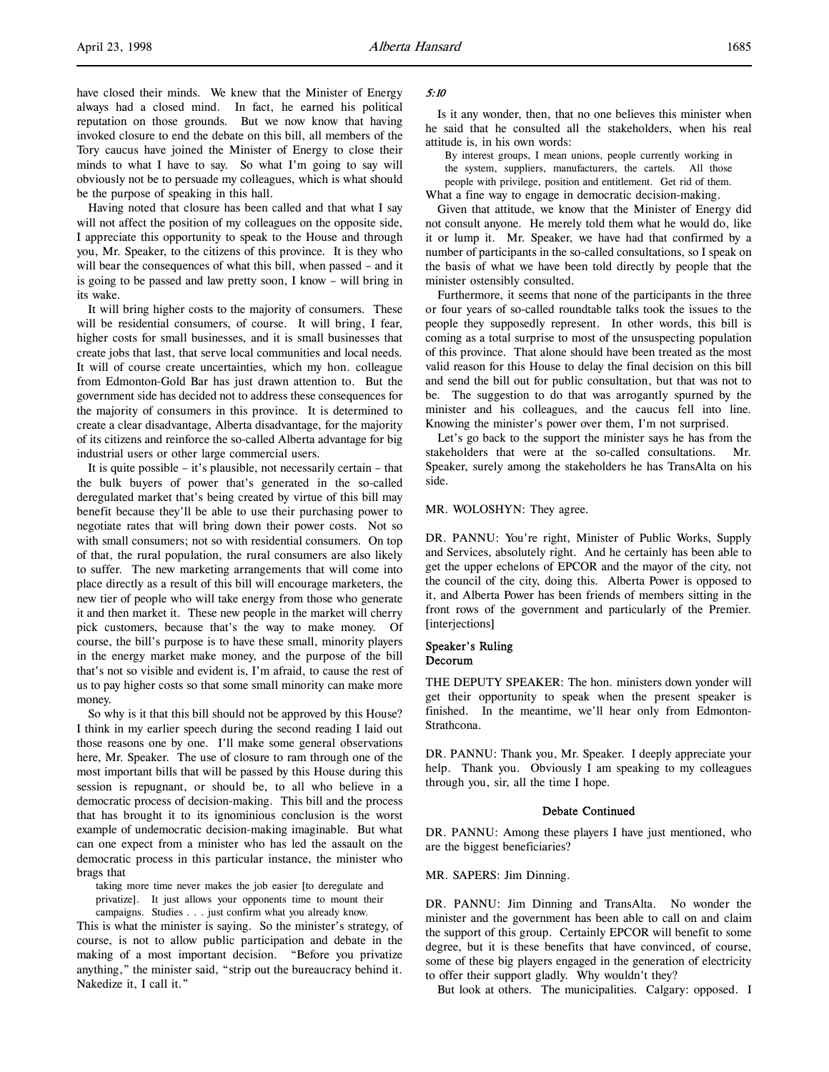have closed their minds. We knew that the Minister of Energy always had a closed mind. In fact, he earned his political reputation on those grounds. But we now know that having invoked closure to end the debate on this bill, all members of the Tory caucus have joined the Minister of Energy to close their minds to what I have to say. So what I'm going to say will obviously not be to persuade my colleagues, which is what should be the purpose of speaking in this hall.

Having noted that closure has been called and that what I say will not affect the position of my colleagues on the opposite side, I appreciate this opportunity to speak to the House and through you, Mr. Speaker, to the citizens of this province. It is they who will bear the consequences of what this bill, when passed – and it is going to be passed and law pretty soon, I know – will bring in its wake.

It will bring higher costs to the majority of consumers. These will be residential consumers, of course. It will bring, I fear, higher costs for small businesses, and it is small businesses that create jobs that last, that serve local communities and local needs. It will of course create uncertainties, which my hon. colleague from Edmonton-Gold Bar has just drawn attention to. But the government side has decided not to address these consequences for the majority of consumers in this province. It is determined to create a clear disadvantage, Alberta disadvantage, for the majority of its citizens and reinforce the so-called Alberta advantage for big industrial users or other large commercial users.

It is quite possible – it's plausible, not necessarily certain – that the bulk buyers of power that's generated in the so-called deregulated market that's being created by virtue of this bill may benefit because they'll be able to use their purchasing power to negotiate rates that will bring down their power costs. Not so with small consumers; not so with residential consumers. On top of that, the rural population, the rural consumers are also likely to suffer. The new marketing arrangements that will come into place directly as a result of this bill will encourage marketers, the new tier of people who will take energy from those who generate it and then market it. These new people in the market will cherry pick customers, because that's the way to make money. Of course, the bill's purpose is to have these small, minority players in the energy market make money, and the purpose of the bill that's not so visible and evident is, I'm afraid, to cause the rest of us to pay higher costs so that some small minority can make more money.

So why is it that this bill should not be approved by this House? I think in my earlier speech during the second reading I laid out those reasons one by one. I'll make some general observations here, Mr. Speaker. The use of closure to ram through one of the most important bills that will be passed by this House during this session is repugnant, or should be, to all who believe in a democratic process of decision-making. This bill and the process that has brought it to its ignominious conclusion is the worst example of undemocratic decision-making imaginable. But what can one expect from a minister who has led the assault on the democratic process in this particular instance, the minister who brags that

> taking more time never makes the job easier [to deregulate and privatize]. It just allows your opponents time to mount their campaigns. Studies . . . just confirm what you already know.

This is what the minister is saying. So the minister's strategy, of course, is not to allow public participation and debate in the making of a most important decision. "Before you privatize anything," the minister said, "strip out the bureaucracy behind it. Nakedize it, I call it."

*5:10*

Is it any wonder, then, that no one believes this minister when he said that he consulted all the stakeholders, when his real attitude is, in his own words:

> By interest groups, I mean unions, people currently working in the system, suppliers, manufacturers, the cartels. All those people with privilege, position and entitlement. Get rid of them.

What a fine way to engage in democratic decision-making.

Given that attitude, we know that the Minister of Energy did not consult anyone. He merely told them what he would do, like it or lump it. Mr. Speaker, we have had that confirmed by a number of participants in the so-called consultations, so I speak on the basis of what we have been told directly by people that the minister ostensibly consulted.

Furthermore, it seems that none of the participants in the three or four years of so-called roundtable talks took the issues to the people they supposedly represent. In other words, this bill is coming as a total surprise to most of the unsuspecting population of this province. That alone should have been treated as the most valid reason for this House to delay the final decision on this bill and send the bill out for public consultation, but that was not to be. The suggestion to do that was arrogantly spurned by the minister and his colleagues, and the caucus fell into line. Knowing the minister's power over them, I'm not surprised.

Let's go back to the support the minister says he has from the stakeholders that were at the so-called consultations. Mr. Speaker, surely among the stakeholders he has TransAlta on his side.

MR. WOLOSHYN: They agree.

DR. PANNU: You're right, Minister of Public Works, Supply and Services, absolutely right. And he certainly has been able to get the upper echelons of EPCOR and the mayor of the city, not the council of the city, doing this. Alberta Power is opposed to it, and Alberta Power has been friends of members sitting in the front rows of the government and particularly of the Premier. [interjections]

**Speaker's Ruling**
**Decorum**

THE DEPUTY SPEAKER: The hon. ministers down yonder will get their opportunity to speak when the present speaker is finished. In the meantime, we'll hear only from Edmonton-Strathcona.

DR. PANNU: Thank you, Mr. Speaker. I deeply appreciate your help. Thank you. Obviously I am speaking to my colleagues through you, sir, all the time I hope.

**Debate Continued**

DR. PANNU: Among these players I have just mentioned, who are the biggest beneficiaries?

MR. SAPERS: Jim Dinning.

DR. PANNU: Jim Dinning and TransAlta. No wonder the minister and the government has been able to call on and claim the support of this group. Certainly EPCOR will benefit to some degree, but it is these benefits that have convinced, of course, some of these big players engaged in the generation of electricity to offer their support gladly. Why wouldn't they?

But look at others. The municipalities. Calgary: opposed. I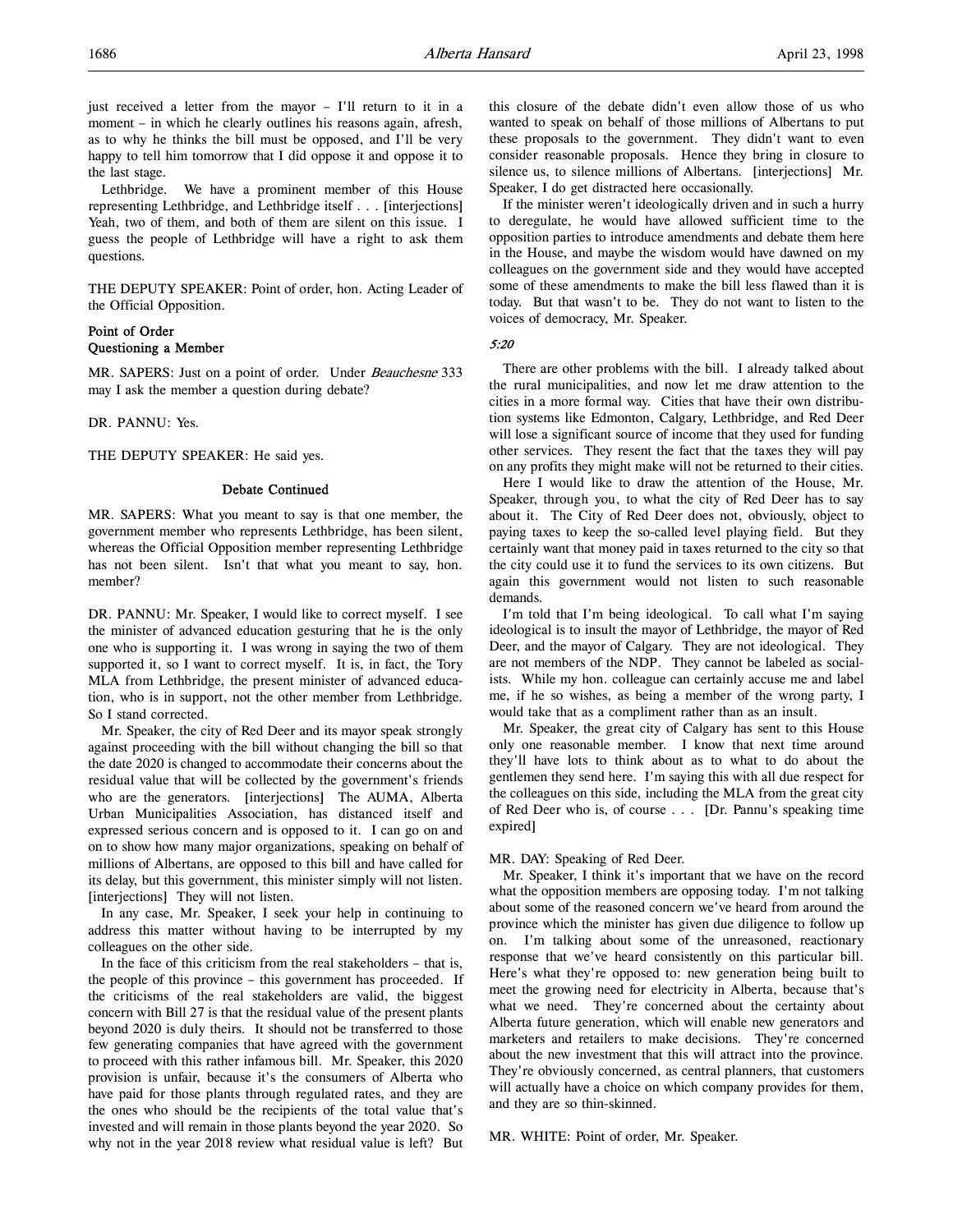just received a letter from the mayor – I'll return to it in a moment – in which he clearly outlines his reasons again, afresh, as to why he thinks the bill must be opposed, and I'll be very happy to tell him tomorrow that I did oppose it and oppose it to the last stage.

Lethbridge. We have a prominent member of this House representing Lethbridge, and Lethbridge itself . . . [interjections] Yeah, two of them, and both of them are silent on this issue. I guess the people of Lethbridge will have a right to ask them questions.

THE DEPUTY SPEAKER: Point of order, hon. Acting Leader of the Official Opposition.

### Point of Order
### Questioning a Member

MR. SAPERS: Just on a point of order. Under *Beauchesne* 333 may I ask the member a question during debate?

DR. PANNU: Yes.

THE DEPUTY SPEAKER: He said yes.

### Debate Continued

MR. SAPERS: What you meant to say is that one member, the government member who represents Lethbridge, has been silent, whereas the Official Opposition member representing Lethbridge has not been silent. Isn't that what you meant to say, hon. member?

DR. PANNU: Mr. Speaker, I would like to correct myself. I see the minister of advanced education gesturing that he is the only one who is supporting it. I was wrong in saying the two of them supported it, so I want to correct myself. It is, in fact, the Tory MLA from Lethbridge, the present minister of advanced education, who is in support, not the other member from Lethbridge. So I stand corrected.

Mr. Speaker, the city of Red Deer and its mayor speak strongly against proceeding with the bill without changing the bill so that the date 2020 is changed to accommodate their concerns about the residual value that will be collected by the government's friends who are the generators. [interjections] The AUMA, Alberta Urban Municipalities Association, has distanced itself and expressed serious concern and is opposed to it. I can go on and on to show how many major organizations, speaking on behalf of millions of Albertans, are opposed to this bill and have called for its delay, but this government, this minister simply will not listen. [interjections] They will not listen.

In any case, Mr. Speaker, I seek your help in continuing to address this matter without having to be interrupted by my colleagues on the other side.

In the face of this criticism from the real stakeholders – that is, the people of this province – this government has proceeded. If the criticisms of the real stakeholders are valid, the biggest concern with Bill 27 is that the residual value of the present plants beyond 2020 is duly theirs. It should not be transferred to those few generating companies that have agreed with the government to proceed with this rather infamous bill. Mr. Speaker, this 2020 provision is unfair, because it's the consumers of Alberta who have paid for those plants through regulated rates, and they are the ones who should be the recipients of the total value that's invested and will remain in those plants beyond the year 2020. So why not in the year 2018 review what residual value is left? But this closure of the debate didn't even allow those of us who wanted to speak on behalf of those millions of Albertans to put these proposals to the government. They didn't want to even consider reasonable proposals. Hence they bring in closure to silence us, to silence millions of Albertans. [interjections] Mr. Speaker, I do get distracted here occasionally.

If the minister weren't ideologically driven and in such a hurry to deregulate, he would have allowed sufficient time to the opposition parties to introduce amendments and debate them here in the House, and maybe the wisdom would have dawned on my colleagues on the government side and they would have accepted some of these amendments to make the bill less flawed than it is today. But that wasn't to be. They do not want to listen to the voices of democracy, Mr. Speaker.

*5:20*

There are other problems with the bill. I already talked about the rural municipalities, and now let me draw attention to the cities in a more formal way. Cities that have their own distribution systems like Edmonton, Calgary, Lethbridge, and Red Deer will lose a significant source of income that they used for funding other services. They resent the fact that the taxes they will pay on any profits they might make will not be returned to their cities.

Here I would like to draw the attention of the House, Mr. Speaker, through you, to what the city of Red Deer has to say about it. The City of Red Deer does not, obviously, object to paying taxes to keep the so-called level playing field. But they certainly want that money paid in taxes returned to the city so that the city could use it to fund the services to its own citizens. But again this government would not listen to such reasonable demands.

I'm told that I'm being ideological. To call what I'm saying ideological is to insult the mayor of Lethbridge, the mayor of Red Deer, and the mayor of Calgary. They are not ideological. They are not members of the NDP. They cannot be labeled as socialists. While my hon. colleague can certainly accuse me and label me, if he so wishes, as being a member of the wrong party, I would take that as a compliment rather than as an insult.

Mr. Speaker, the great city of Calgary has sent to this House only one reasonable member. I know that next time around they'll have lots to think about as to what to do about the gentlemen they send here. I'm saying this with all due respect for the colleagues on this side, including the MLA from the great city of Red Deer who is, of course . . . [Dr. Pannu's speaking time expired]

MR. DAY: Speaking of Red Deer.

Mr. Speaker, I think it's important that we have on the record what the opposition members are opposing today. I'm not talking about some of the reasoned concern we've heard from around the province which the minister has given due diligence to follow up on. I'm talking about some of the unreasoned, reactionary response that we've heard consistently on this particular bill. Here's what they're opposed to: new generation being built to meet the growing need for electricity in Alberta, because that's what we need. They're concerned about the certainty about Alberta future generation, which will enable new generators and marketers and retailers to make decisions. They're concerned about the new investment that this will attract into the province. They're obviously concerned, as central planners, that customers will actually have a choice on which company provides for them, and they are so thin-skinned.

MR. WHITE: Point of order, Mr. Speaker.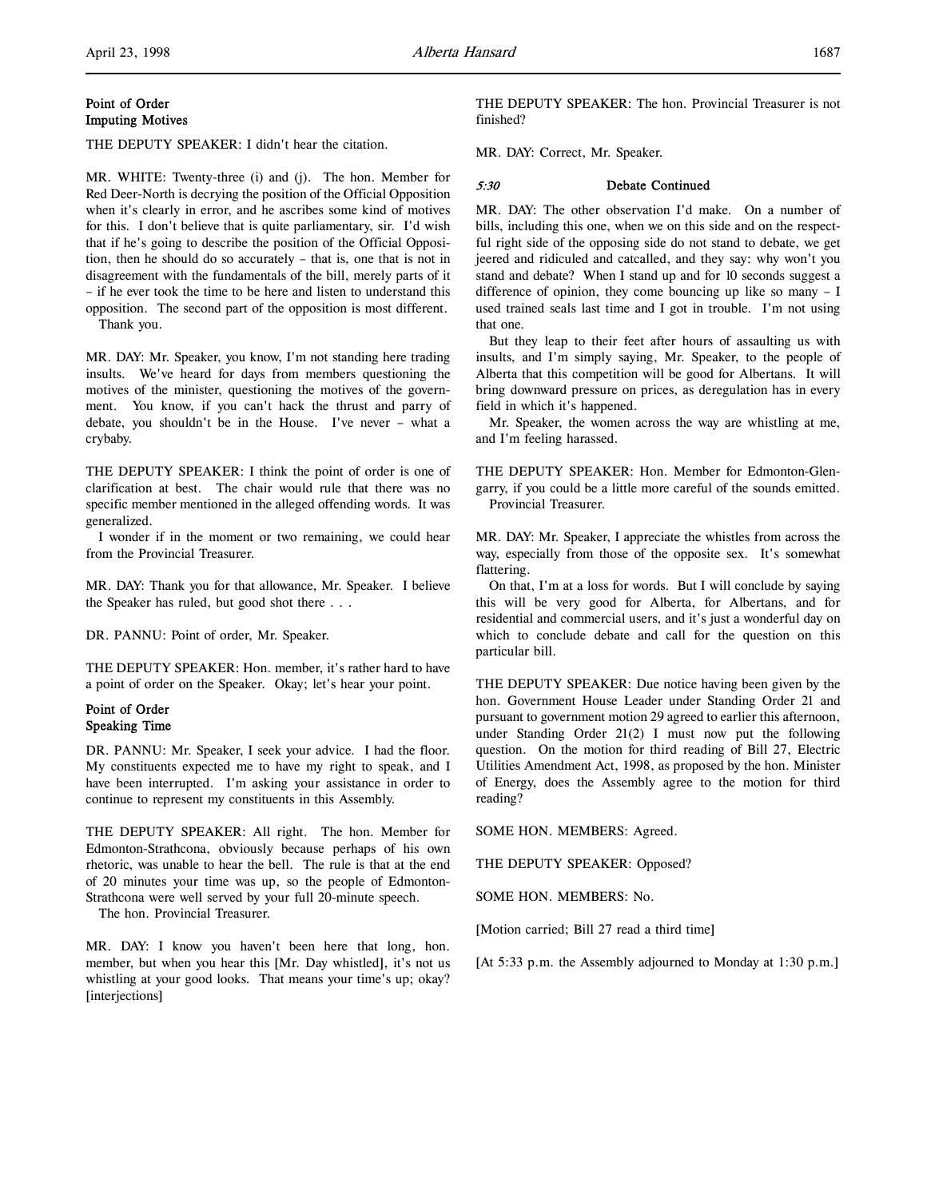**Point of Order**
**Imputing Motives**

THE DEPUTY SPEAKER: I didn't hear the citation.

MR. WHITE: Twenty-three (i) and (j). The hon. Member for Red Deer-North is decrying the position of the Official Opposition when it's clearly in error, and he ascribes some kind of motives for this. I don't believe that is quite parliamentary, sir. I'd wish that if he's going to describe the position of the Official Opposition, then he should do so accurately – that is, one that is not in disagreement with the fundamentals of the bill, merely parts of it – if he ever took the time to be here and listen to understand this opposition. The second part of the opposition is most different.

Thank you.

MR. DAY: Mr. Speaker, you know, I'm not standing here trading insults. We've heard for days from members questioning the motives of the minister, questioning the motives of the government. You know, if you can't hack the thrust and parry of debate, you shouldn't be in the House. I've never – what a crybaby.

THE DEPUTY SPEAKER: I think the point of order is one of clarification at best. The chair would rule that there was no specific member mentioned in the alleged offending words. It was generalized.

I wonder if in the moment or two remaining, we could hear from the Provincial Treasurer.

MR. DAY: Thank you for that allowance, Mr. Speaker. I believe the Speaker has ruled, but good shot there . . .

DR. PANNU: Point of order, Mr. Speaker.

THE DEPUTY SPEAKER: Hon. member, it's rather hard to have a point of order on the Speaker. Okay; let's hear your point.

**Point of Order**
**Speaking Time**

DR. PANNU: Mr. Speaker, I seek your advice. I had the floor. My constituents expected me to have my right to speak, and I have been interrupted. I'm asking your assistance in order to continue to represent my constituents in this Assembly.

THE DEPUTY SPEAKER: All right. The hon. Member for Edmonton-Strathcona, obviously because perhaps of his own rhetoric, was unable to hear the bell. The rule is that at the end of 20 minutes your time was up, so the people of Edmonton-Strathcona were well served by your full 20-minute speech.

The hon. Provincial Treasurer.

MR. DAY: I know you haven't been here that long, hon. member, but when you hear this [Mr. Day whistled], it's not us whistling at your good looks. That means your time's up; okay? [interjections]

THE DEPUTY SPEAKER: The hon. Provincial Treasurer is not finished?

MR. DAY: Correct, Mr. Speaker.

*5:30* **Debate Continued**

MR. DAY: The other observation I'd make. On a number of bills, including this one, when we on this side and on the respectful right side of the opposing side do not stand to debate, we get jeered and ridiculed and catcalled, and they say: why won't you stand and debate? When I stand up and for 10 seconds suggest a difference of opinion, they come bouncing up like so many – I used trained seals last time and I got in trouble. I'm not using that one.

But they leap to their feet after hours of assaulting us with insults, and I'm simply saying, Mr. Speaker, to the people of Alberta that this competition will be good for Albertans. It will bring downward pressure on prices, as deregulation has in every field in which it's happened.

Mr. Speaker, the women across the way are whistling at me, and I'm feeling harassed.

THE DEPUTY SPEAKER: Hon. Member for Edmonton-Glengarry, if you could be a little more careful of the sounds emitted.

Provincial Treasurer.

MR. DAY: Mr. Speaker, I appreciate the whistles from across the way, especially from those of the opposite sex. It's somewhat flattering.

On that, I'm at a loss for words. But I will conclude by saying this will be very good for Alberta, for Albertans, and for residential and commercial users, and it's just a wonderful day on which to conclude debate and call for the question on this particular bill.

THE DEPUTY SPEAKER: Due notice having been given by the hon. Government House Leader under Standing Order 21 and pursuant to government motion 29 agreed to earlier this afternoon, under Standing Order 21(2) I must now put the following question. On the motion for third reading of Bill 27, Electric Utilities Amendment Act, 1998, as proposed by the hon. Minister of Energy, does the Assembly agree to the motion for third reading?

SOME HON. MEMBERS: Agreed.

THE DEPUTY SPEAKER: Opposed?

SOME HON. MEMBERS: No.

[Motion carried; Bill 27 read a third time]

[At 5:33 p.m. the Assembly adjourned to Monday at 1:30 p.m.]